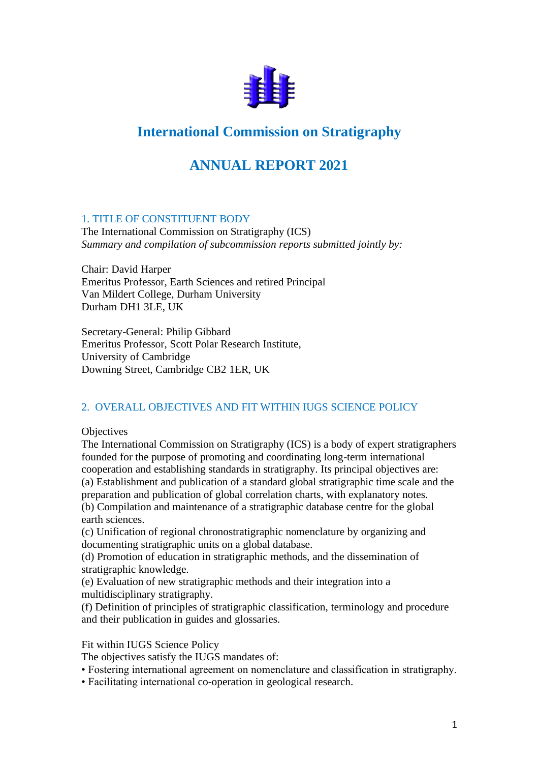# International Commission on Stratigraphy

# ANNUAL REPORT 2021

## 1. TITLE OF CONSTITUENT BODY

The International Commission on Stratigraphy (ICS)
*Summary and compilation of subcommission reports submitted jointly by:*

Chair: David Harper
Emeritus Professor, Earth Sciences and retired Principal
Van Mildert College, Durham University
Durham DH1 3LE, UK

Secretary-General: Philip Gibbard
Emeritus Professor, Scott Polar Research Institute,
University of Cambridge
Downing Street, Cambridge CB2 1ER, UK

## 2. OVERALL OBJECTIVES AND FIT WITHIN IUGS SCIENCE POLICY

Objectives

The International Commission on Stratigraphy (ICS) is a body of expert stratigraphers founded for the purpose of promoting and coordinating long-term international cooperation and establishing standards in stratigraphy. Its principal objectives are:

(a) Establishment and publication of a standard global stratigraphic time scale and the preparation and publication of global correlation charts, with explanatory notes.

(b) Compilation and maintenance of a stratigraphic database centre for the global earth sciences.

(c) Unification of regional chronostratigraphic nomenclature by organizing and documenting stratigraphic units on a global database.

(d) Promotion of education in stratigraphic methods, and the dissemination of stratigraphic knowledge.

(e) Evaluation of new stratigraphic methods and their integration into a multidisciplinary stratigraphy.

(f) Definition of principles of stratigraphic classification, terminology and procedure and their publication in guides and glossaries.

Fit within IUGS Science Policy

The objectives satisfy the IUGS mandates of:

- Fostering international agreement on nomenclature and classification in stratigraphy.
- Facilitating international co-operation in geological research.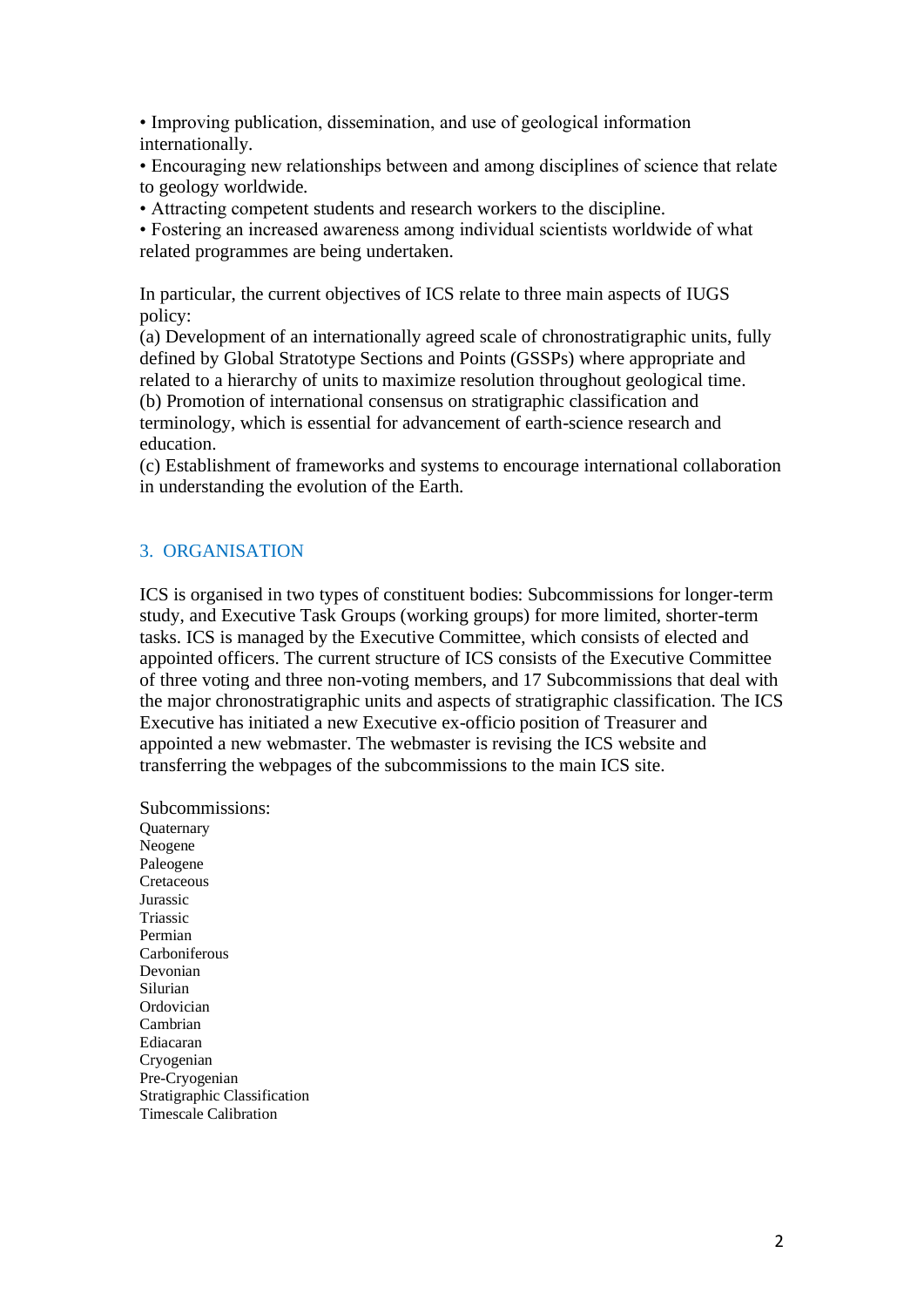• Improving publication, dissemination, and use of geological information internationally.
• Encouraging new relationships between and among disciplines of science that relate to geology worldwide.
• Attracting competent students and research workers to the discipline.
• Fostering an increased awareness among individual scientists worldwide of what related programmes are being undertaken.

In particular, the current objectives of ICS relate to three main aspects of IUGS policy:
(a) Development of an internationally agreed scale of chronostratigraphic units, fully defined by Global Stratotype Sections and Points (GSSPs) where appropriate and related to a hierarchy of units to maximize resolution throughout geological time.
(b) Promotion of international consensus on stratigraphic classification and terminology, which is essential for advancement of earth-science research and education.
(c) Establishment of frameworks and systems to encourage international collaboration in understanding the evolution of the Earth.

## 3. ORGANISATION

ICS is organised in two types of constituent bodies: Subcommissions for longer-term study, and Executive Task Groups (working groups) for more limited, shorter-term tasks. ICS is managed by the Executive Committee, which consists of elected and appointed officers. The current structure of ICS consists of the Executive Committee of three voting and three non-voting members, and 17 Subcommissions that deal with the major chronostratigraphic units and aspects of stratigraphic classification. The ICS Executive has initiated a new Executive ex-officio position of Treasurer and appointed a new webmaster. The webmaster is revising the ICS website and transferring the webpages of the subcommissions to the main ICS site.

Subcommissions:
Quaternary
Neogene
Paleogene
Cretaceous
Jurassic
Triassic
Permian
Carboniferous
Devonian
Silurian
Ordovician
Cambrian
Ediacaran
Cryogenian
Pre-Cryogenian
Stratigraphic Classification
Timescale Calibration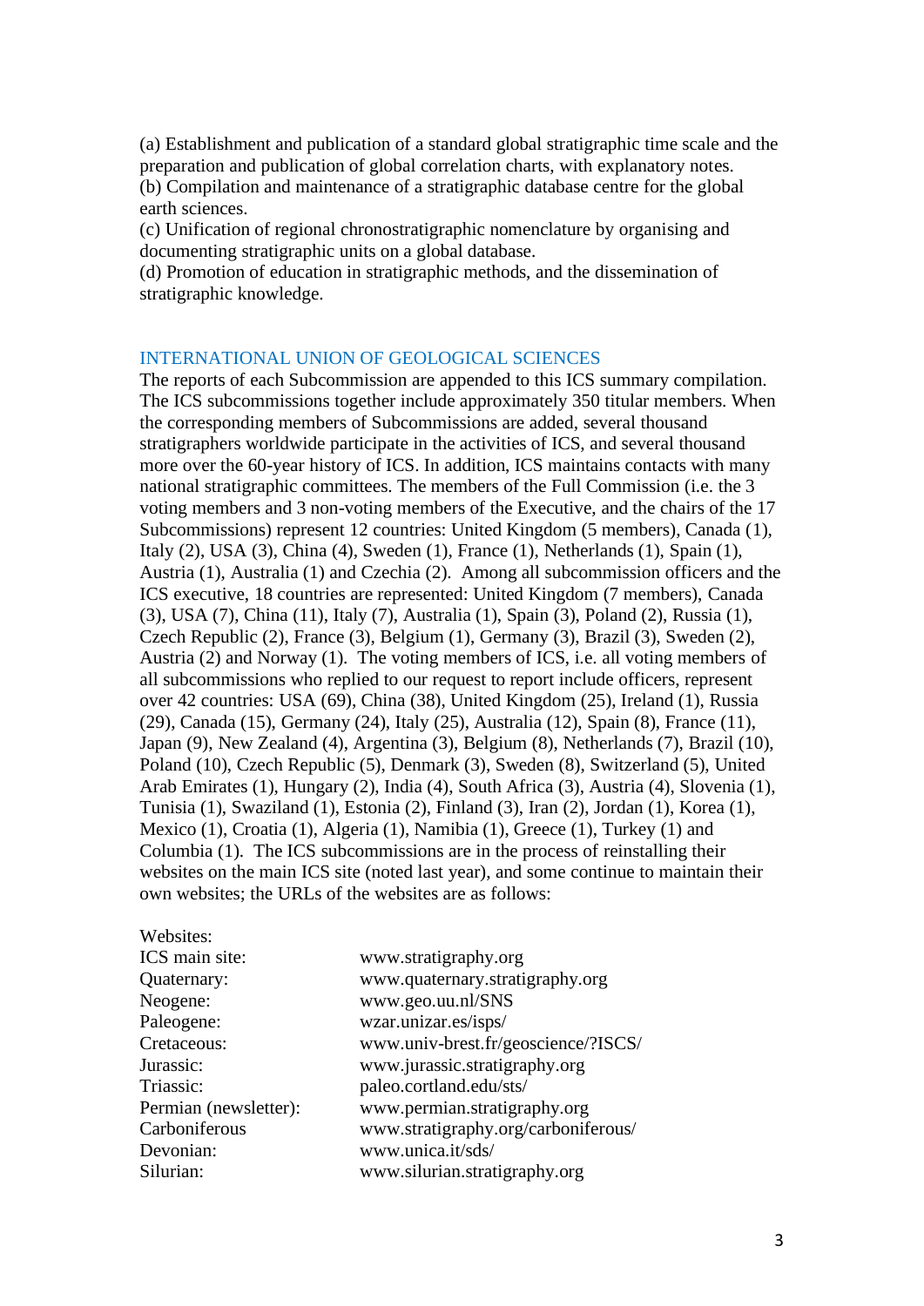(a) Establishment and publication of a standard global stratigraphic time scale and the preparation and publication of global correlation charts, with explanatory notes.
(b) Compilation and maintenance of a stratigraphic database centre for the global earth sciences.
(c) Unification of regional chronostratigraphic nomenclature by organising and documenting stratigraphic units on a global database.
(d) Promotion of education in stratigraphic methods, and the dissemination of stratigraphic knowledge.

## INTERNATIONAL UNION OF GEOLOGICAL SCIENCES

The reports of each Subcommission are appended to this ICS summary compilation. The ICS subcommissions together include approximately 350 titular members. When the corresponding members of Subcommissions are added, several thousand stratigraphers worldwide participate in the activities of ICS, and several thousand more over the 60-year history of ICS. In addition, ICS maintains contacts with many national stratigraphic committees. The members of the Full Commission (i.e. the 3 voting members and 3 non-voting members of the Executive, and the chairs of the 17 Subcommissions) represent 12 countries: United Kingdom (5 members), Canada (1), Italy (2), USA (3), China (4), Sweden (1), France (1), Netherlands (1), Spain (1), Austria (1), Australia (1) and Czechia (2). Among all subcommission officers and the ICS executive, 18 countries are represented: United Kingdom (7 members), Canada (3), USA (7), China (11), Italy (7), Australia (1), Spain (3), Poland (2), Russia (1), Czech Republic (2), France (3), Belgium (1), Germany (3), Brazil (3), Sweden (2), Austria (2) and Norway (1). The voting members of ICS, i.e. all voting members of all subcommissions who replied to our request to report include officers, represent over 42 countries: USA (69), China (38), United Kingdom (25), Ireland (1), Russia (29), Canada (15), Germany (24), Italy (25), Australia (12), Spain (8), France (11), Japan (9), New Zealand (4), Argentina (3), Belgium (8), Netherlands (7), Brazil (10), Poland (10), Czech Republic (5), Denmark (3), Sweden (8), Switzerland (5), United Arab Emirates (1), Hungary (2), India (4), South Africa (3), Austria (4), Slovenia (1), Tunisia (1), Swaziland (1), Estonia (2), Finland (3), Iran (2), Jordan (1), Korea (1), Mexico (1), Croatia (1), Algeria (1), Namibia (1), Greece (1), Turkey (1) and Columbia (1). The ICS subcommissions are in the process of reinstalling their websites on the main ICS site (noted last year), and some continue to maintain their own websites; the URLs of the websites are as follows:

Websites:

| | |
|---|---|
| ICS main site: | www.stratigraphy.org |
| Quaternary: | www.quaternary.stratigraphy.org |
| Neogene: | www.geo.uu.nl/SNS |
| Paleogene: | wzar.unizar.es/isps/ |
| Cretaceous: | www.univ-brest.fr/geoscience/?ISCS/ |
| Jurassic: | www.jurassic.stratigraphy.org |
| Triassic: | paleo.cortland.edu/sts/ |
| Permian (newsletter): | www.permian.stratigraphy.org |
| Carboniferous | www.stratigraphy.org/carboniferous/ |
| Devonian: | www.unica.it/sds/ |
| Silurian: | www.silurian.stratigraphy.org |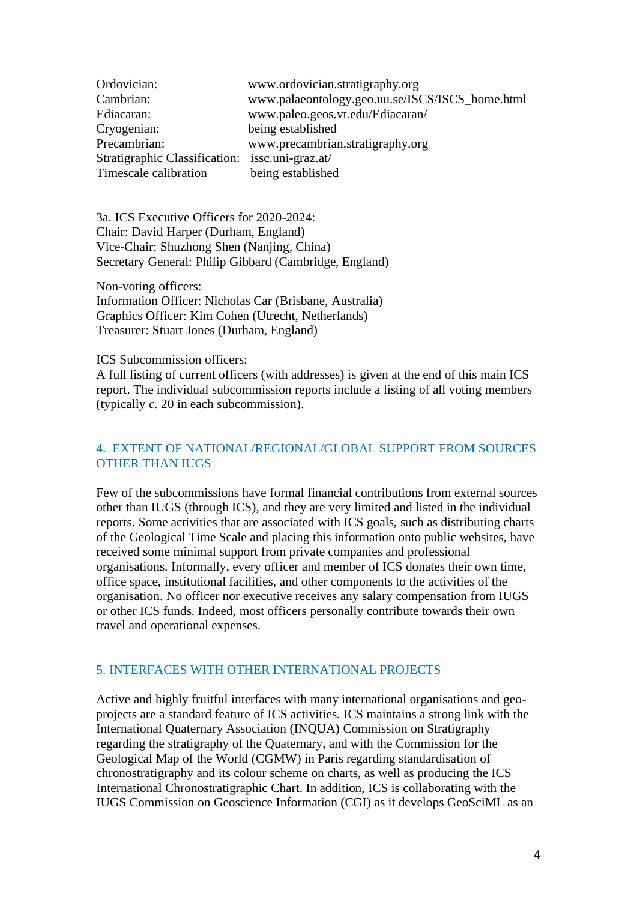| | |
|---|---|
| Ordovician: | www.ordovician.stratigraphy.org |
| Cambrian: | www.palaeontology.geo.uu.se/ISCS/ISCS_home.html |
| Ediacaran: | www.paleo.geos.vt.edu/Ediacaran/ |
| Cryogenian: | being established |
| Precambrian: | www.precambrian.stratigraphy.org |
| Stratigraphic Classification: | issc.uni-graz.at/ |
| Timescale calibration | being established |

3a. ICS Executive Officers for 2020-2024:
Chair: David Harper (Durham, England)
Vice-Chair: Shuzhong Shen (Nanjing, China)
Secretary General: Philip Gibbard (Cambridge, England)

Non-voting officers:
Information Officer: Nicholas Car (Brisbane, Australia)
Graphics Officer: Kim Cohen (Utrecht, Netherlands)
Treasurer: Stuart Jones (Durham, England)

ICS Subcommission officers:
A full listing of current officers (with addresses) is given at the end of this main ICS report. The individual subcommission reports include a listing of all voting members (typically *c.* 20 in each subcommission).

## 4. EXTENT OF NATIONAL/REGIONAL/GLOBAL SUPPORT FROM SOURCES OTHER THAN IUGS

Few of the subcommissions have formal financial contributions from external sources other than IUGS (through ICS), and they are very limited and listed in the individual reports. Some activities that are associated with ICS goals, such as distributing charts of the Geological Time Scale and placing this information onto public websites, have received some minimal support from private companies and professional organisations. Informally, every officer and member of ICS donates their own time, office space, institutional facilities, and other components to the activities of the organisation. No officer nor executive receives any salary compensation from IUGS or other ICS funds. Indeed, most officers personally contribute towards their own travel and operational expenses.

## 5. INTERFACES WITH OTHER INTERNATIONAL PROJECTS

Active and highly fruitful interfaces with many international organisations and geo-projects are a standard feature of ICS activities. ICS maintains a strong link with the International Quaternary Association (INQUA) Commission on Stratigraphy regarding the stratigraphy of the Quaternary, and with the Commission for the Geological Map of the World (CGMW) in Paris regarding standardisation of chronostratigraphy and its colour scheme on charts, as well as producing the ICS International Chronostratigraphic Chart. In addition, ICS is collaborating with the IUGS Commission on Geoscience Information (CGI) as it develops GeoSciML as an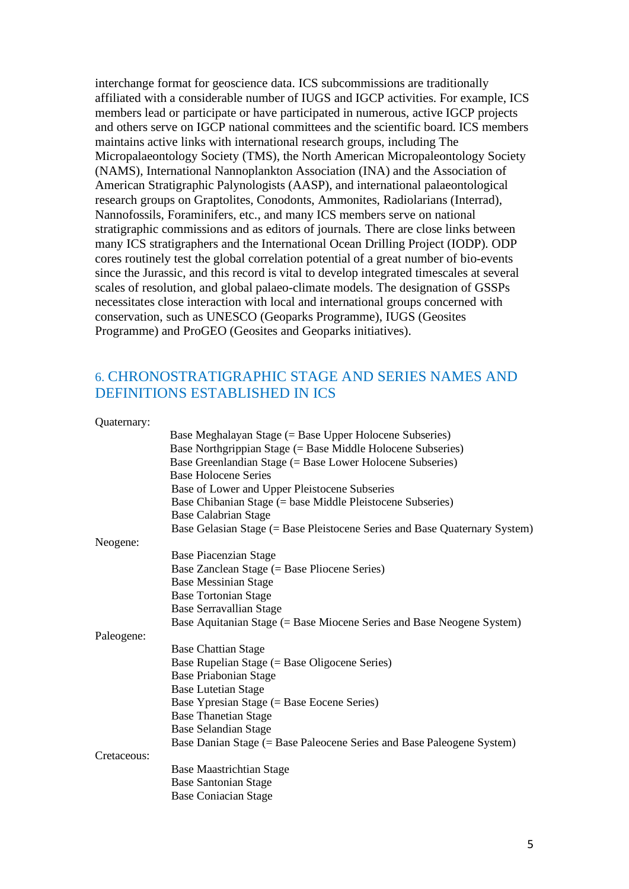interchange format for geoscience data. ICS subcommissions are traditionally affiliated with a considerable number of IUGS and IGCP activities. For example, ICS members lead or participate or have participated in numerous, active IGCP projects and others serve on IGCP national committees and the scientific board. ICS members maintains active links with international research groups, including The Micropalaeontology Society (TMS), the North American Micropaleontology Society (NAMS), International Nannoplankton Association (INA) and the Association of American Stratigraphic Palynologists (AASP), and international palaeontological research groups on Graptolites, Conodonts, Ammonites, Radiolarians (Interrad), Nannofossils, Foraminifers, etc., and many ICS members serve on national stratigraphic commissions and as editors of journals. There are close links between many ICS stratigraphers and the International Ocean Drilling Project (IODP). ODP cores routinely test the global correlation potential of a great number of bio-events since the Jurassic, and this record is vital to develop integrated timescales at several scales of resolution, and global palaeo-climate models. The designation of GSSPs necessitates close interaction with local and international groups concerned with conservation, such as UNESCO (Geoparks Programme), IUGS (Geosites Programme) and ProGEO (Geosites and Geoparks initiatives).

## 6. CHRONOSTRATIGRAPHIC STAGE AND SERIES NAMES AND DEFINITIONS ESTABLISHED IN ICS

Quaternary:

- Base Meghalayan Stage (= Base Upper Holocene Subseries)
- Base Northgrippian Stage (= Base Middle Holocene Subseries)
- Base Greenlandian Stage (= Base Lower Holocene Subseries)
- Base Holocene Series
- Base of Lower and Upper Pleistocene Subseries
- Base Chibanian Stage (= base Middle Pleistocene Subseries)
- Base Calabrian Stage
- Base Gelasian Stage (= Base Pleistocene Series and Base Quaternary System)

Neogene:

- Base Piacenzian Stage
- Base Zanclean Stage (= Base Pliocene Series)
- Base Messinian Stage
- Base Tortonian Stage
- Base Serravallian Stage
- Base Aquitanian Stage (= Base Miocene Series and Base Neogene System)

Paleogene:

- Base Chattian Stage
- Base Rupelian Stage (= Base Oligocene Series)
- Base Priabonian Stage
- Base Lutetian Stage
- Base Ypresian Stage (= Base Eocene Series)
- Base Thanetian Stage
- Base Selandian Stage
- Base Danian Stage (= Base Paleocene Series and Base Paleogene System)

Cretaceous:

- Base Maastrichtian Stage
- Base Santonian Stage
- Base Coniacian Stage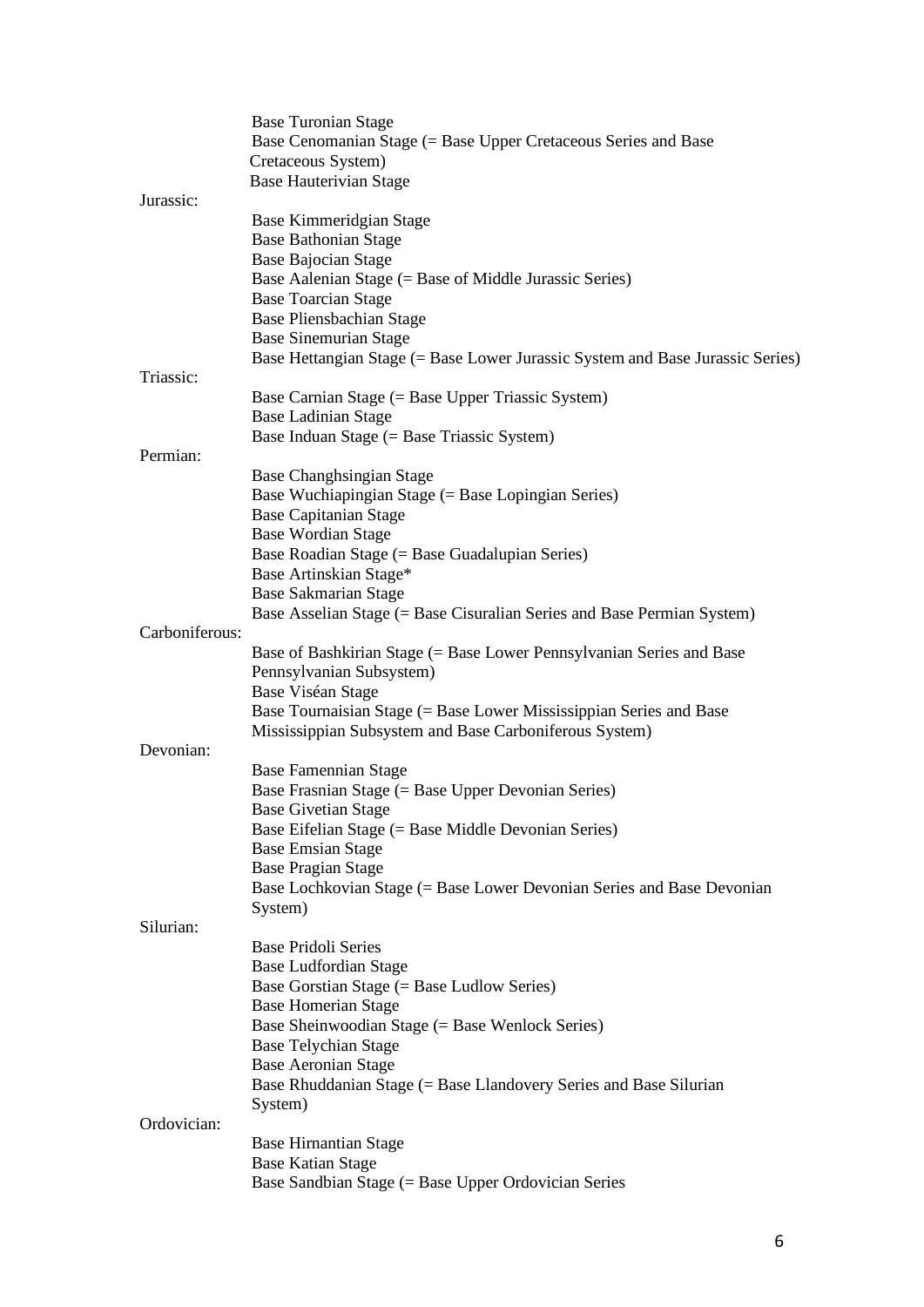Base Turonian Stage
Base Cenomanian Stage (= Base Upper Cretaceous Series and Base Cretaceous System)
Base Hauterivian Stage

Jurassic:

Base Kimmeridgian Stage
Base Bathonian Stage
Base Bajocian Stage
Base Aalenian Stage (= Base of Middle Jurassic Series)
Base Toarcian Stage
Base Pliensbachian Stage
Base Sinemurian Stage
Base Hettangian Stage (= Base Lower Jurassic System and Base Jurassic Series)

Triassic:

Base Carnian Stage (= Base Upper Triassic System)
Base Ladinian Stage
Base Induan Stage (= Base Triassic System)

Permian:

Base Changhsingian Stage
Base Wuchiapingian Stage (= Base Lopingian Series)
Base Capitanian Stage
Base Wordian Stage
Base Roadian Stage (= Base Guadalupian Series)
Base Artinskian Stage*
Base Sakmarian Stage
Base Asselian Stage (= Base Cisuralian Series and Base Permian System)

Carboniferous:

Base of Bashkirian Stage (= Base Lower Pennsylvanian Series and Base Pennsylvanian Subsystem)
Base Viséan Stage
Base Tournaisian Stage (= Base Lower Mississippian Series and Base Mississippian Subsystem and Base Carboniferous System)

Devonian:

Base Famennian Stage
Base Frasnian Stage (= Base Upper Devonian Series)
Base Givetian Stage
Base Eifelian Stage (= Base Middle Devonian Series)
Base Emsian Stage
Base Pragian Stage
Base Lochkovian Stage (= Base Lower Devonian Series and Base Devonian System)

Silurian:

Base Pridoli Series
Base Ludfordian Stage
Base Gorstian Stage (= Base Ludlow Series)
Base Homerian Stage
Base Sheinwoodian Stage (= Base Wenlock Series)
Base Telychian Stage
Base Aeronian Stage
Base Rhuddanian Stage (= Base Llandovery Series and Base Silurian System)

Ordovician:

Base Hirnantian Stage
Base Katian Stage
Base Sandbian Stage (= Base Upper Ordovician Series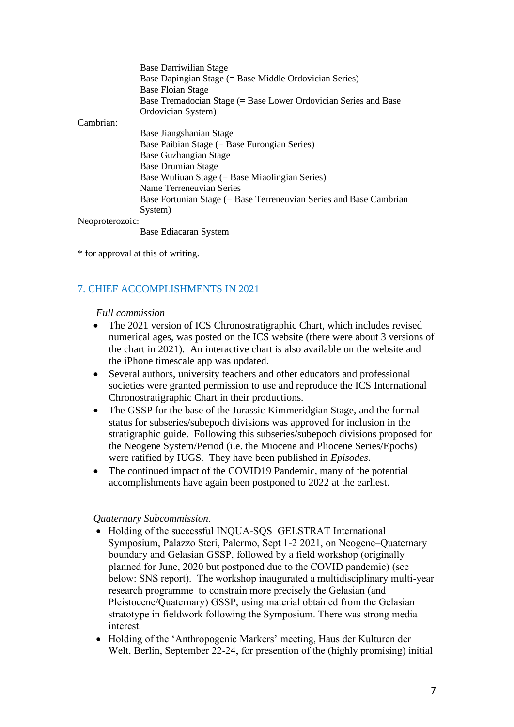Base Darriwilian Stage
Base Dapingian Stage (= Base Middle Ordovician Series)
Base Floian Stage
Base Tremadocian Stage (= Base Lower Ordovician Series and Base Ordovician System)

Cambrian:

Base Jiangshanian Stage
Base Paibian Stage (= Base Furongian Series)
Base Guzhangian Stage
Base Drumian Stage
Base Wuliuan Stage (= Base Miaolingian Series)
Name Terreneuvian Series
Base Fortunian Stage (= Base Terreneuvian Series and Base Cambrian System)

Neoproterozoic:

Base Ediacaran System

* for approval at this of writing.

## 7. CHIEF ACCOMPLISHMENTS IN 2021

*Full commission*

- The 2021 version of ICS Chronostratigraphic Chart, which includes revised numerical ages, was posted on the ICS website (there were about 3 versions of the chart in 2021). An interactive chart is also available on the website and the iPhone timescale app was updated.
- Several authors, university teachers and other educators and professional societies were granted permission to use and reproduce the ICS International Chronostratigraphic Chart in their productions.
- The GSSP for the base of the Jurassic Kimmeridgian Stage, and the formal status for subseries/subepoch divisions was approved for inclusion in the stratigraphic guide. Following this subseries/subepoch divisions proposed for the Neogene System/Period (i.e. the Miocene and Pliocene Series/Epochs) were ratified by IUGS. They have been published in *Episodes.*
- The continued impact of the COVID19 Pandemic, many of the potential accomplishments have again been postponed to 2022 at the earliest.

*Quaternary Subcommission*.

- Holding of the successful INQUA-SQS GELSTRAT International Symposium, Palazzo Steri, Palermo, Sept 1-2 2021, on Neogene–Quaternary boundary and Gelasian GSSP, followed by a field workshop (originally planned for June, 2020 but postponed due to the COVID pandemic) (see below: SNS report). The workshop inaugurated a multidisciplinary multi-year research programme to constrain more precisely the Gelasian (and Pleistocene/Quaternary) GSSP, using material obtained from the Gelasian stratotype in fieldwork following the Symposium. There was strong media interest.
- Holding of the 'Anthropogenic Markers' meeting, Haus der Kulturen der Welt, Berlin, September 22-24, for presention of the (highly promising) initial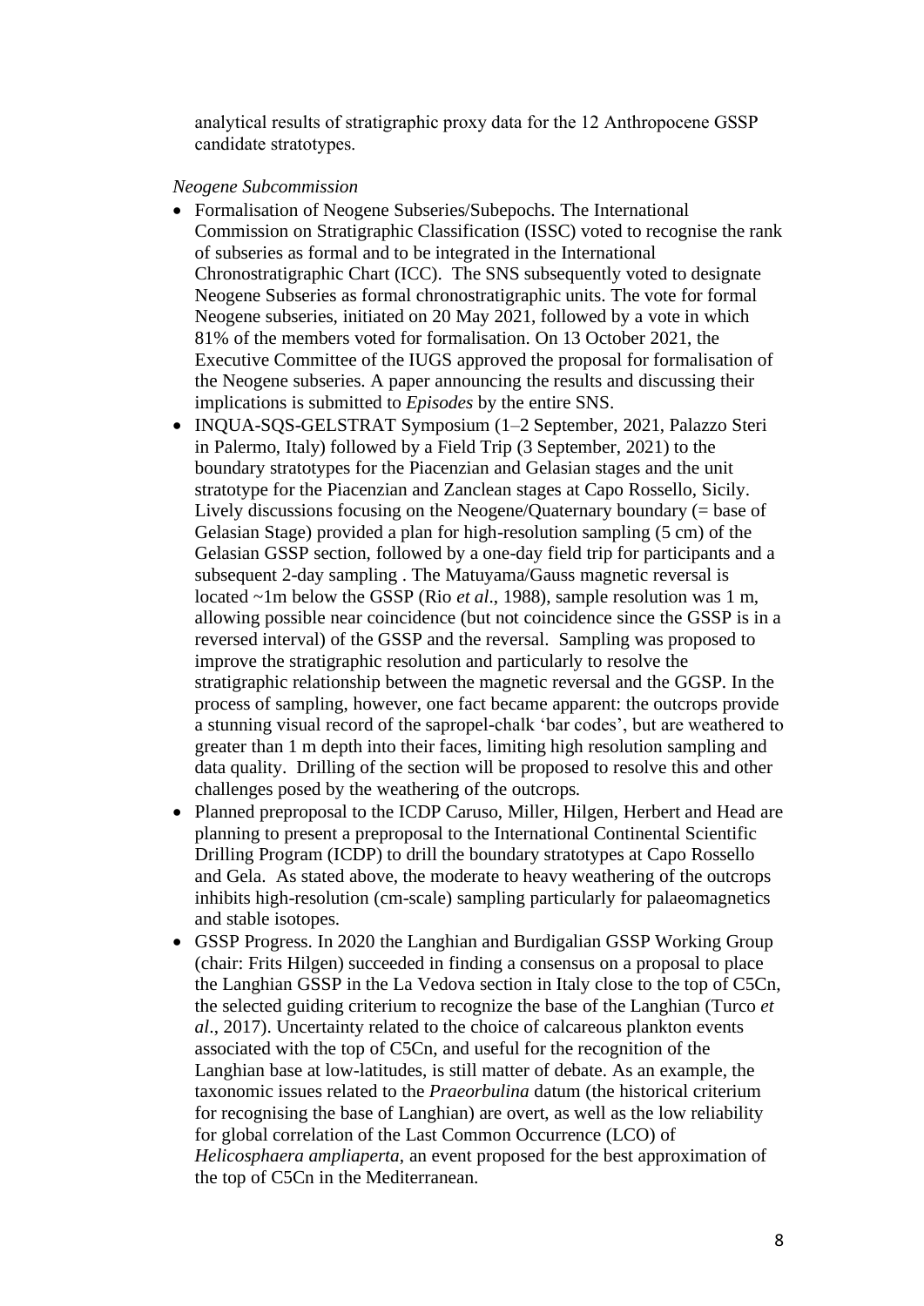analytical results of stratigraphic proxy data for the 12 Anthropocene GSSP candidate stratotypes.

*Neogene Subcommission*

- Formalisation of Neogene Subseries/Subepochs. The International Commission on Stratigraphic Classification (ISSC) voted to recognise the rank of subseries as formal and to be integrated in the International Chronostratigraphic Chart (ICC). The SNS subsequently voted to designate Neogene Subseries as formal chronostratigraphic units. The vote for formal Neogene subseries, initiated on 20 May 2021, followed by a vote in which 81% of the members voted for formalisation. On 13 October 2021, the Executive Committee of the IUGS approved the proposal for formalisation of the Neogene subseries. A paper announcing the results and discussing their implications is submitted to *Episodes* by the entire SNS.
- INQUA-SQS-GELSTRAT Symposium (1–2 September, 2021, Palazzo Steri in Palermo, Italy) followed by a Field Trip (3 September, 2021) to the boundary stratotypes for the Piacenzian and Gelasian stages and the unit stratotype for the Piacenzian and Zanclean stages at Capo Rossello, Sicily. Lively discussions focusing on the Neogene/Quaternary boundary (= base of Gelasian Stage) provided a plan for high-resolution sampling (5 cm) of the Gelasian GSSP section, followed by a one-day field trip for participants and a subsequent 2-day sampling . The Matuyama/Gauss magnetic reversal is located ~1m below the GSSP (Rio *et al*., 1988), sample resolution was 1 m, allowing possible near coincidence (but not coincidence since the GSSP is in a reversed interval) of the GSSP and the reversal. Sampling was proposed to improve the stratigraphic resolution and particularly to resolve the stratigraphic relationship between the magnetic reversal and the GGSP. In the process of sampling, however, one fact became apparent: the outcrops provide a stunning visual record of the sapropel-chalk 'bar codes', but are weathered to greater than 1 m depth into their faces, limiting high resolution sampling and data quality. Drilling of the section will be proposed to resolve this and other challenges posed by the weathering of the outcrops.
- Planned preproposal to the ICDP Caruso, Miller, Hilgen, Herbert and Head are planning to present a preproposal to the International Continental Scientific Drilling Program (ICDP) to drill the boundary stratotypes at Capo Rossello and Gela. As stated above, the moderate to heavy weathering of the outcrops inhibits high-resolution (cm-scale) sampling particularly for palaeomagnetics and stable isotopes.
- GSSP Progress. In 2020 the Langhian and Burdigalian GSSP Working Group (chair: Frits Hilgen) succeeded in finding a consensus on a proposal to place the Langhian GSSP in the La Vedova section in Italy close to the top of C5Cn, the selected guiding criterium to recognize the base of the Langhian (Turco *et al*., 2017). Uncertainty related to the choice of calcareous plankton events associated with the top of C5Cn, and useful for the recognition of the Langhian base at low-latitudes, is still matter of debate. As an example, the taxonomic issues related to the *Praeorbulina* datum (the historical criterium for recognising the base of Langhian) are overt, as well as the low reliability for global correlation of the Last Common Occurrence (LCO) of *Helicosphaera ampliaperta*, an event proposed for the best approximation of the top of C5Cn in the Mediterranean.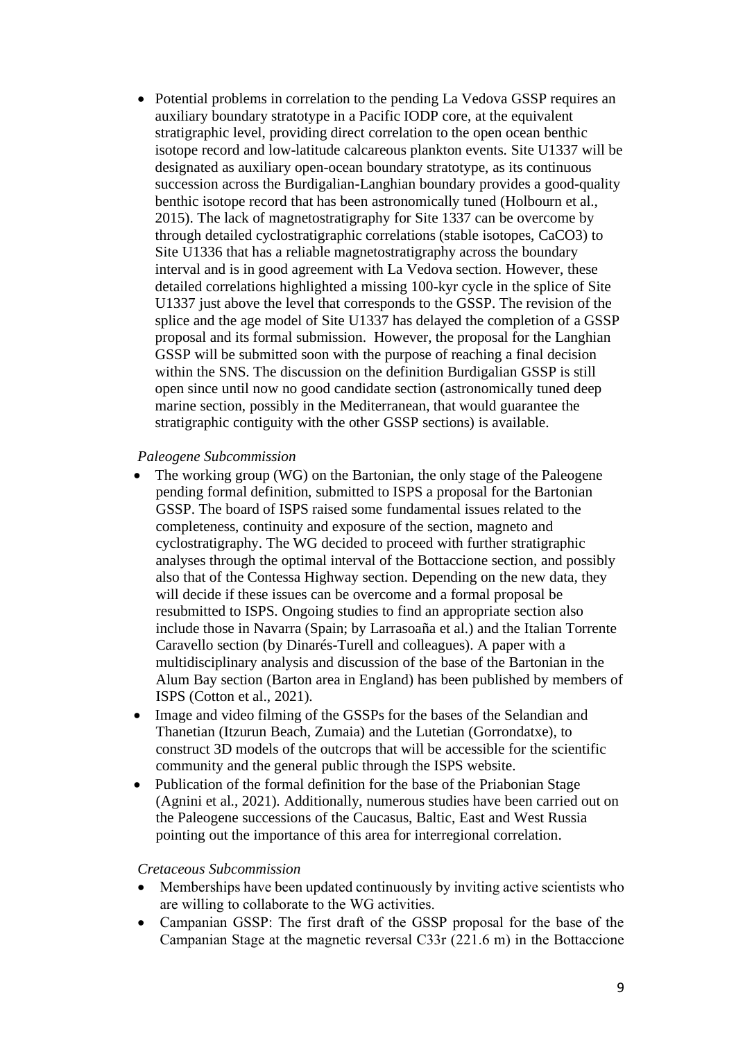- Potential problems in correlation to the pending La Vedova GSSP requires an auxiliary boundary stratotype in a Pacific IODP core, at the equivalent stratigraphic level, providing direct correlation to the open ocean benthic isotope record and low-latitude calcareous plankton events. Site U1337 will be designated as auxiliary open-ocean boundary stratotype, as its continuous succession across the Burdigalian-Langhian boundary provides a good-quality benthic isotope record that has been astronomically tuned (Holbourn et al., 2015). The lack of magnetostratigraphy for Site 1337 can be overcome by through detailed cyclostratigraphic correlations (stable isotopes, $CaCO_3$) to Site U1336 that has a reliable magnetostratigraphy across the boundary interval and is in good agreement with La Vedova section. However, these detailed correlations highlighted a missing 100-kyr cycle in the splice of Site U1337 just above the level that corresponds to the GSSP. The revision of the splice and the age model of Site U1337 has delayed the completion of a GSSP proposal and its formal submission. However, the proposal for the Langhian GSSP will be submitted soon with the purpose of reaching a final decision within the SNS. The discussion on the definition Burdigalian GSSP is still open since until now no good candidate section (astronomically tuned deep marine section, possibly in the Mediterranean, that would guarantee the stratigraphic contiguity with the other GSSP sections) is available.

*Paleogene Subcommission*

- The working group (WG) on the Bartonian, the only stage of the Paleogene pending formal definition, submitted to ISPS a proposal for the Bartonian GSSP. The board of ISPS raised some fundamental issues related to the completeness, continuity and exposure of the section, magneto and cyclostratigraphy. The WG decided to proceed with further stratigraphic analyses through the optimal interval of the Bottaccione section, and possibly also that of the Contessa Highway section. Depending on the new data, they will decide if these issues can be overcome and a formal proposal be resubmitted to ISPS. Ongoing studies to find an appropriate section also include those in Navarra (Spain; by Larrasoaña et al.) and the Italian Torrente Caravello section (by Dinarés-Turell and colleagues). A paper with a multidisciplinary analysis and discussion of the base of the Bartonian in the Alum Bay section (Barton area in England) has been published by members of ISPS (Cotton et al., 2021).
- Image and video filming of the GSSPs for the bases of the Selandian and Thanetian (Itzurun Beach, Zumaia) and the Lutetian (Gorrondatxe), to construct 3D models of the outcrops that will be accessible for the scientific community and the general public through the ISPS website.
- Publication of the formal definition for the base of the Priabonian Stage (Agnini et al., 2021). Additionally, numerous studies have been carried out on the Paleogene successions of the Caucasus, Baltic, East and West Russia pointing out the importance of this area for interregional correlation.

*Cretaceous Subcommission*

- Memberships have been updated continuously by inviting active scientists who are willing to collaborate to the WG activities.
- Campanian GSSP: The first draft of the GSSP proposal for the base of the Campanian Stage at the magnetic reversal C33r (221.6 m) in the Bottaccione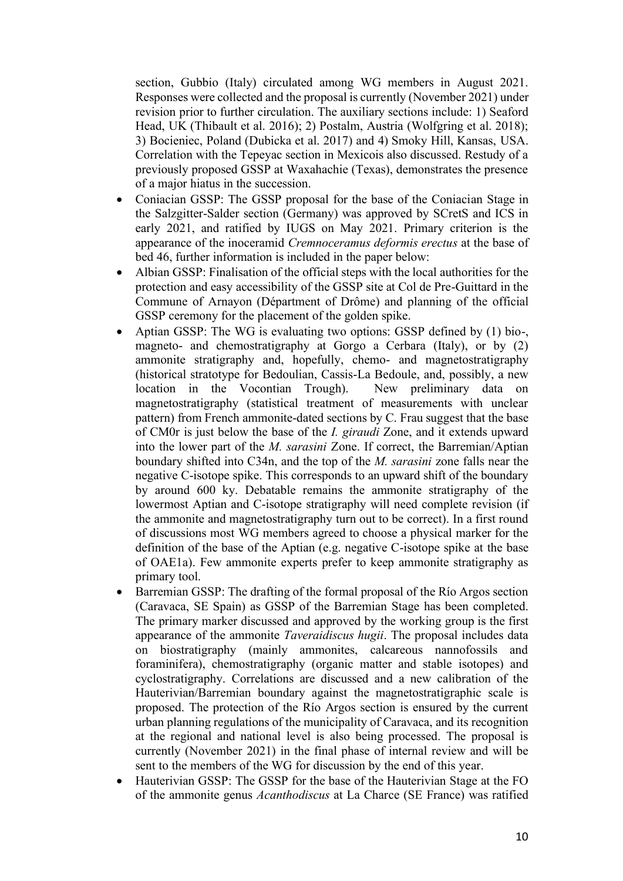section, Gubbio (Italy) circulated among WG members in August 2021. Responses were collected and the proposal is currently (November 2021) under revision prior to further circulation. The auxiliary sections include: 1) Seaford Head, UK (Thibault et al. 2016); 2) Postalm, Austria (Wolfgring et al. 2018); 3) Bocieniec, Poland (Dubicka et al. 2017) and 4) Smoky Hill, Kansas, USA. Correlation with the Tepeyac section in Mexicois also discussed. Restudy of a previously proposed GSSP at Waxahachie (Texas), demonstrates the presence of a major hiatus in the succession.

- Coniacian GSSP: The GSSP proposal for the base of the Coniacian Stage in the Salzgitter-Salder section (Germany) was approved by SCretS and ICS in early 2021, and ratified by IUGS on May 2021. Primary criterion is the appearance of the inoceramid *Cremnoceramus deformis erectus* at the base of bed 46, further information is included in the paper below:
- Albian GSSP: Finalisation of the official steps with the local authorities for the protection and easy accessibility of the GSSP site at Col de Pre-Guittard in the Commune of Arnayon (Départment of Drôme) and planning of the official GSSP ceremony for the placement of the golden spike.
- Aptian GSSP: The WG is evaluating two options: GSSP defined by (1) bio-, magneto- and chemostratigraphy at Gorgo a Cerbara (Italy), or by (2) ammonite stratigraphy and, hopefully, chemo- and magnetostratigraphy (historical stratotype for Bedoulian, Cassis-La Bedoule, and, possibly, a new location in the Vocontian Trough). New preliminary data on magnetostratigraphy (statistical treatment of measurements with unclear pattern) from French ammonite-dated sections by C. Frau suggest that the base of CM0r is just below the base of the *I. giraudi* Zone, and it extends upward into the lower part of the *M. sarasini* Zone. If correct, the Barremian/Aptian boundary shifted into C34n, and the top of the *M. sarasini* zone falls near the negative C-isotope spike. This corresponds to an upward shift of the boundary by around 600 ky. Debatable remains the ammonite stratigraphy of the lowermost Aptian and C-isotope stratigraphy will need complete revision (if the ammonite and magnetostratigraphy turn out to be correct). In a first round of discussions most WG members agreed to choose a physical marker for the definition of the base of the Aptian (e.g. negative C-isotope spike at the base of OAE1a). Few ammonite experts prefer to keep ammonite stratigraphy as primary tool.
- Barremian GSSP: The drafting of the formal proposal of the Río Argos section (Caravaca, SE Spain) as GSSP of the Barremian Stage has been completed. The primary marker discussed and approved by the working group is the first appearance of the ammonite *Taveraidiscus hugii*. The proposal includes data on biostratigraphy (mainly ammonites, calcareous nannofossils and foraminifera), chemostratigraphy (organic matter and stable isotopes) and cyclostratigraphy. Correlations are discussed and a new calibration of the Hauterivian/Barremian boundary against the magnetostratigraphic scale is proposed. The protection of the Río Argos section is ensured by the current urban planning regulations of the municipality of Caravaca, and its recognition at the regional and national level is also being processed. The proposal is currently (November 2021) in the final phase of internal review and will be sent to the members of the WG for discussion by the end of this year.
- Hauterivian GSSP: The GSSP for the base of the Hauterivian Stage at the FO of the ammonite genus *Acanthodiscus* at La Charce (SE France) was ratified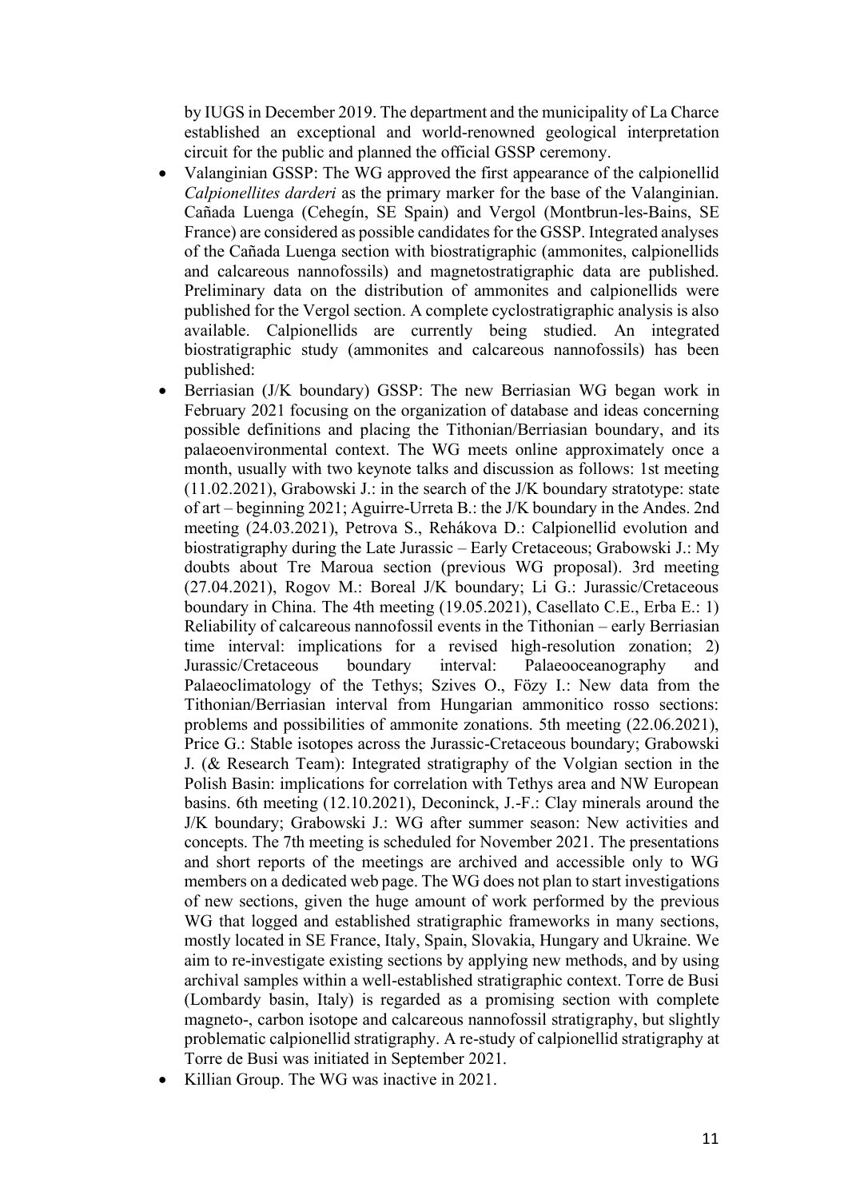by IUGS in December 2019. The department and the municipality of La Charce established an exceptional and world-renowned geological interpretation circuit for the public and planned the official GSSP ceremony.

- Valanginian GSSP: The WG approved the first appearance of the calpionellid *Calpionellites darderi* as the primary marker for the base of the Valanginian. Cañada Luenga (Cehegín, SE Spain) and Vergol (Montbrun-les-Bains, SE France) are considered as possible candidates for the GSSP. Integrated analyses of the Cañada Luenga section with biostratigraphic (ammonites, calpionellids and calcareous nannofossils) and magnetostratigraphic data are published. Preliminary data on the distribution of ammonites and calpionellids were published for the Vergol section. A complete cyclostratigraphic analysis is also available. Calpionellids are currently being studied. An integrated biostratigraphic study (ammonites and calcareous nannofossils) has been published:
- Berriasian (J/K boundary) GSSP: The new Berriasian WG began work in February 2021 focusing on the organization of database and ideas concerning possible definitions and placing the Tithonian/Berriasian boundary, and its palaeoenvironmental context. The WG meets online approximately once a month, usually with two keynote talks and discussion as follows: 1st meeting (11.02.2021), Grabowski J.: in the search of the J/K boundary stratotype: state of art – beginning 2021; Aguirre-Urreta B.: the J/K boundary in the Andes. 2nd meeting (24.03.2021), Petrova S., Rehákova D.: Calpionellid evolution and biostratigraphy during the Late Jurassic – Early Cretaceous; Grabowski J.: My doubts about Tre Maroua section (previous WG proposal). 3rd meeting (27.04.2021), Rogov M.: Boreal J/K boundary; Li G.: Jurassic/Cretaceous boundary in China. The 4th meeting (19.05.2021), Casellato C.E., Erba E.: 1) Reliability of calcareous nannofossil events in the Tithonian – early Berriasian time interval: implications for a revised high-resolution zonation; 2) Jurassic/Cretaceous boundary interval: Palaeooceanography and Palaeoclimatology of the Tethys; Szives O., Főzy I.: New data from the Tithonian/Berriasian interval from Hungarian ammonitico rosso sections: problems and possibilities of ammonite zonations. 5th meeting (22.06.2021), Price G.: Stable isotopes across the Jurassic-Cretaceous boundary; Grabowski J. (& Research Team): Integrated stratigraphy of the Volgian section in the Polish Basin: implications for correlation with Tethys area and NW European basins. 6th meeting (12.10.2021), Deconinck, J.-F.: Clay minerals around the J/K boundary; Grabowski J.: WG after summer season: New activities and concepts. The 7th meeting is scheduled for November 2021. The presentations and short reports of the meetings are archived and accessible only to WG members on a dedicated web page. The WG does not plan to start investigations of new sections, given the huge amount of work performed by the previous WG that logged and established stratigraphic frameworks in many sections, mostly located in SE France, Italy, Spain, Slovakia, Hungary and Ukraine. We aim to re-investigate existing sections by applying new methods, and by using archival samples within a well-established stratigraphic context. Torre de Busi (Lombardy basin, Italy) is regarded as a promising section with complete magneto-, carbon isotope and calcareous nannofossil stratigraphy, but slightly problematic calpionellid stratigraphy. A re-study of calpionellid stratigraphy at Torre de Busi was initiated in September 2021.
- Killian Group. The WG was inactive in 2021.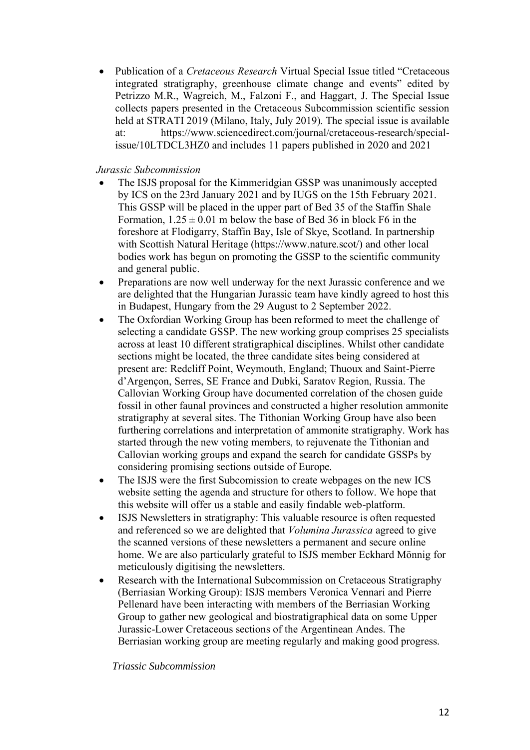- Publication of a *Cretaceous Research* Virtual Special Issue titled "Cretaceous integrated stratigraphy, greenhouse climate change and events" edited by Petrizzo M.R., Wagreich, M., Falzoni F., and Haggart, J. The Special Issue collects papers presented in the Cretaceous Subcommission scientific session held at STRATI 2019 (Milano, Italy, July 2019). The special issue is available at: https://www.sciencedirect.com/journal/cretaceous-research/special-issue/10LTDCL3HZ0 and includes 11 papers published in 2020 and 2021

*Jurassic Subcommission*

- The ISJS proposal for the Kimmeridgian GSSP was unanimously accepted by ICS on the 23rd January 2021 and by IUGS on the 15th February 2021. This GSSP will be placed in the upper part of Bed 35 of the Staffin Shale Formation, $1.25 \pm 0.01$ m below the base of Bed 36 in block F6 in the foreshore at Flodigarry, Staffin Bay, Isle of Skye, Scotland. In partnership with Scottish Natural Heritage (https://www.nature.scot/) and other local bodies work has begun on promoting the GSSP to the scientific community and general public.
- Preparations are now well underway for the next Jurassic conference and we are delighted that the Hungarian Jurassic team have kindly agreed to host this in Budapest, Hungary from the 29 August to 2 September 2022.
- The Oxfordian Working Group has been reformed to meet the challenge of selecting a candidate GSSP. The new working group comprises 25 specialists across at least 10 different stratigraphical disciplines. Whilst other candidate sections might be located, the three candidate sites being considered at present are: Redcliff Point, Weymouth, England; Thuoux and Saint-Pierre d'Argençon, Serres, SE France and Dubki, Saratov Region, Russia. The Callovian Working Group have documented correlation of the chosen guide fossil in other faunal provinces and constructed a higher resolution ammonite stratigraphy at several sites. The Tithonian Working Group have also been furthering correlations and interpretation of ammonite stratigraphy. Work has started through the new voting members, to rejuvenate the Tithonian and Callovian working groups and expand the search for candidate GSSPs by considering promising sections outside of Europe.
- The ISJS were the first Subcomission to create webpages on the new ICS website setting the agenda and structure for others to follow. We hope that this website will offer us a stable and easily findable web-platform.
- ISJS Newsletters in stratigraphy: This valuable resource is often requested and referenced so we are delighted that *Volumina Jurassica* agreed to give the scanned versions of these newsletters a permanent and secure online home. We are also particularly grateful to ISJS member Eckhard Mönnig for meticulously digitising the newsletters.
- Research with the International Subcommission on Cretaceous Stratigraphy (Berriasian Working Group): ISJS members Veronica Vennari and Pierre Pellenard have been interacting with members of the Berriasian Working Group to gather new geological and biostratigraphical data on some Upper Jurassic-Lower Cretaceous sections of the Argentinean Andes. The Berriasian working group are meeting regularly and making good progress.

*Triassic Subcommission*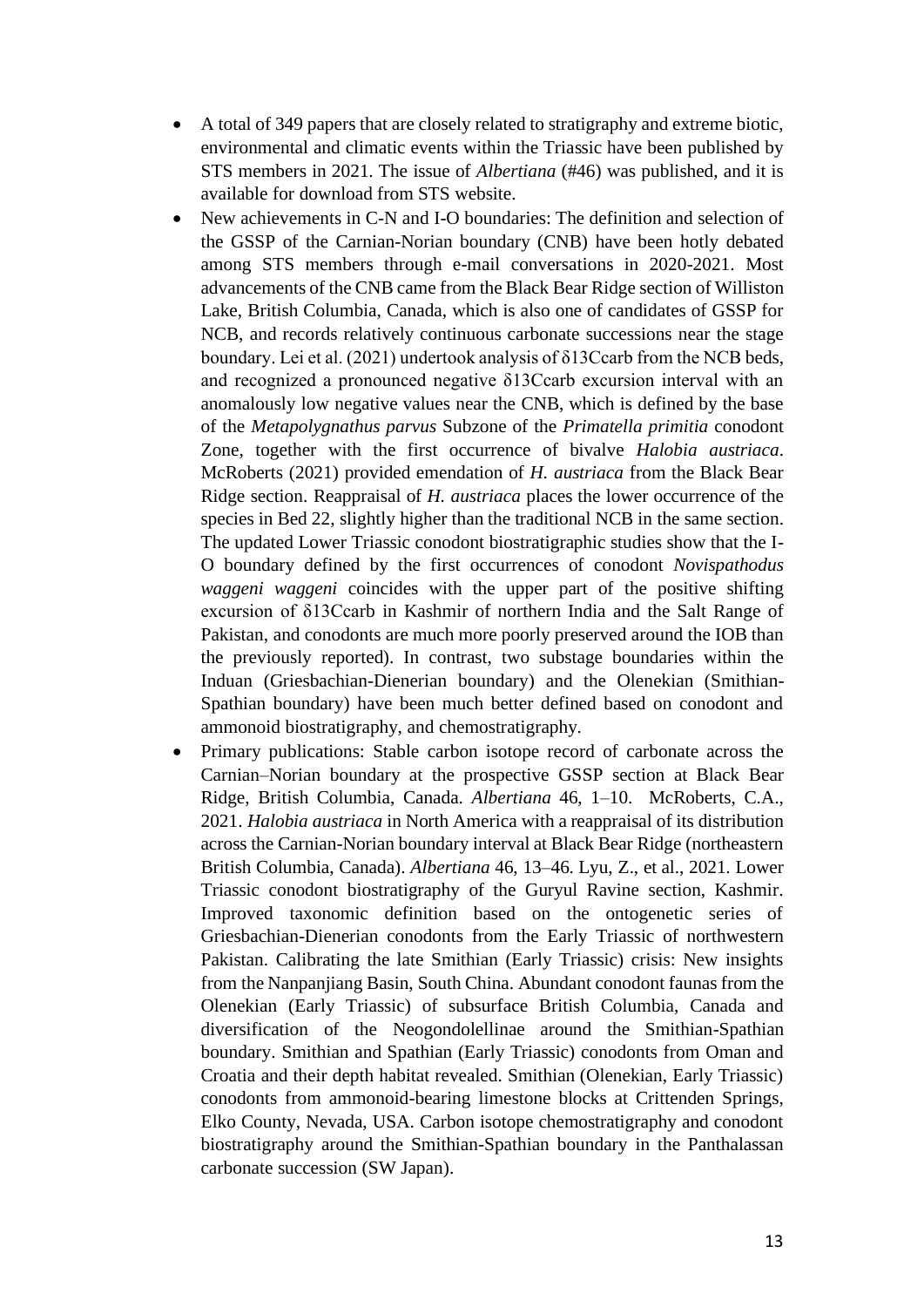- A total of 349 papers that are closely related to stratigraphy and extreme biotic, environmental and climatic events within the Triassic have been published by STS members in 2021. The issue of *Albertiana* (#46) was published, and it is available for download from STS website.
- New achievements in C-N and I-O boundaries: The definition and selection of the GSSP of the Carnian-Norian boundary (CNB) have been hotly debated among STS members through e-mail conversations in 2020-2021. Most advancements of the CNB came from the Black Bear Ridge section of Williston Lake, British Columbia, Canada, which is also one of candidates of GSSP for NCB, and records relatively continuous carbonate successions near the stage boundary. Lei et al. (2021) undertook analysis of $\delta^{13}C_{carb}$ from the NCB beds, and recognized a pronounced negative $\delta^{13}C_{carb}$ excursion interval with an anomalously low negative values near the CNB, which is defined by the base of the *Metapolygnathus parvus* Subzone of the *Primatella primitia* conodont Zone, together with the first occurrence of bivalve *Halobia austriaca*. McRoberts (2021) provided emendation of *H. austriaca* from the Black Bear Ridge section. Reappraisal of *H. austriaca* places the lower occurrence of the species in Bed 22, slightly higher than the traditional NCB in the same section. The updated Lower Triassic conodont biostratigraphic studies show that the I-O boundary defined by the first occurrences of conodont *Novispathodus waggeni waggeni* coincides with the upper part of the positive shifting excursion of $\delta^{13}C_{carb}$ in Kashmir of northern India and the Salt Range of Pakistan, and conodonts are much more poorly preserved around the IOB than the previously reported). In contrast, two substage boundaries within the Induan (Griesbachian-Dienerian boundary) and the Olenekian (Smithian-Spathian boundary) have been much better defined based on conodont and ammonoid biostratigraphy, and chemostratigraphy.
- Primary publications: Stable carbon isotope record of carbonate across the Carnian–Norian boundary at the prospective GSSP section at Black Bear Ridge, British Columbia, Canada. *Albertiana* 46, 1–10. McRoberts, C.A., 2021. *Halobia austriaca* in North America with a reappraisal of its distribution across the Carnian-Norian boundary interval at Black Bear Ridge (northeastern British Columbia, Canada). *Albertiana* 46, 13–46. Lyu, Z., et al., 2021. Lower Triassic conodont biostratigraphy of the Guryul Ravine section, Kashmir. Improved taxonomic definition based on the ontogenetic series of Griesbachian-Dienerian conodonts from the Early Triassic of northwestern Pakistan. Calibrating the late Smithian (Early Triassic) crisis: New insights from the Nanpanjiang Basin, South China. Abundant conodont faunas from the Olenekian (Early Triassic) of subsurface British Columbia, Canada and diversification of the Neogondolellinae around the Smithian-Spathian boundary. Smithian and Spathian (Early Triassic) conodonts from Oman and Croatia and their depth habitat revealed. Smithian (Olenekian, Early Triassic) conodonts from ammonoid-bearing limestone blocks at Crittenden Springs, Elko County, Nevada, USA. Carbon isotope chemostratigraphy and conodont biostratigraphy around the Smithian-Spathian boundary in the Panthalassan carbonate succession (SW Japan).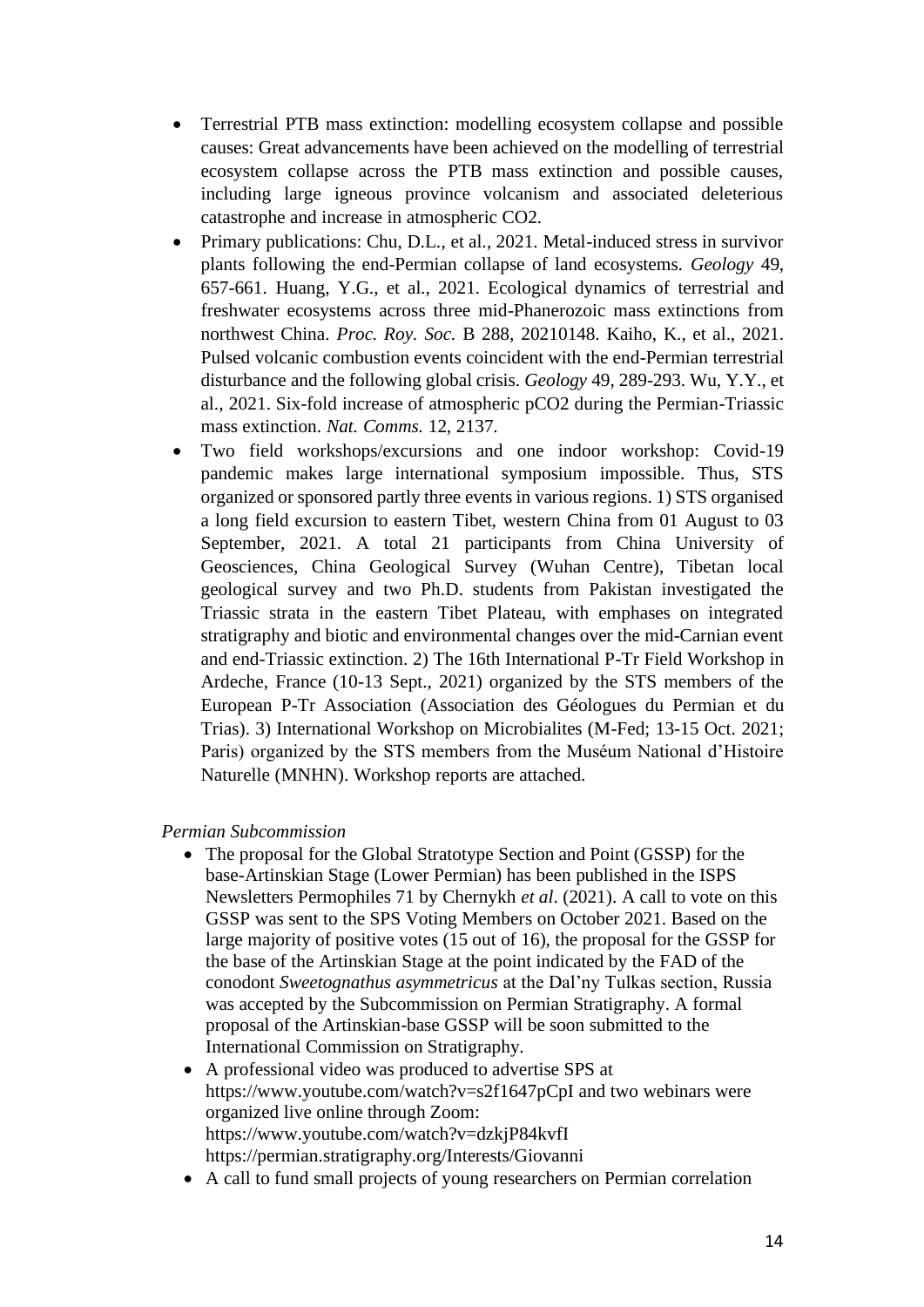- Terrestrial PTB mass extinction: modelling ecosystem collapse and possible causes: Great advancements have been achieved on the modelling of terrestrial ecosystem collapse across the PTB mass extinction and possible causes, including large igneous province volcanism and associated deleterious catastrophe and increase in atmospheric $CO_2$.
- Primary publications: Chu, D.L., et al., 2021. Metal-induced stress in survivor plants following the end-Permian collapse of land ecosystems. *Geology* 49, 657-661. Huang, Y.G., et al., 2021. Ecological dynamics of terrestrial and freshwater ecosystems across three mid-Phanerozoic mass extinctions from northwest China. *Proc. Roy. Soc.* B 288, 20210148. Kaiho, K., et al., 2021. Pulsed volcanic combustion events coincident with the end-Permian terrestrial disturbance and the following global crisis. *Geology* 49, 289-293. Wu, Y.Y., et al., 2021. Six-fold increase of atmospheric $pCO_2$ during the Permian-Triassic mass extinction. *Nat. Comms.* 12, 2137.
- Two field workshops/excursions and one indoor workshop: Covid-19 pandemic makes large international symposium impossible. Thus, STS organized or sponsored partly three events in various regions. 1) STS organised a long field excursion to eastern Tibet, western China from 01 August to 03 September, 2021. A total 21 participants from China University of Geosciences, China Geological Survey (Wuhan Centre), Tibetan local geological survey and two Ph.D. students from Pakistan investigated the Triassic strata in the eastern Tibet Plateau, with emphases on integrated stratigraphy and biotic and environmental changes over the mid-Carnian event and end-Triassic extinction. 2) The 16th International P-Tr Field Workshop in Ardeche, France (10-13 Sept., 2021) organized by the STS members of the European P-Tr Association (Association des Géologues du Permian et du Trias). 3) International Workshop on Microbialites (M-Fed; 13-15 Oct. 2021; Paris) organized by the STS members from the Muséum National d'Histoire Naturelle (MNHN). Workshop reports are attached.

*Permian Subcommission*

- The proposal for the Global Stratotype Section and Point (GSSP) for the base-Artinskian Stage (Lower Permian) has been published in the ISPS Newsletters Permophiles 71 by Chernykh *et al*. (2021). A call to vote on this GSSP was sent to the SPS Voting Members on October 2021. Based on the large majority of positive votes (15 out of 16), the proposal for the GSSP for the base of the Artinskian Stage at the point indicated by the FAD of the conodont *Sweetognathus asymmetricus* at the Dal'ny Tulkas section, Russia was accepted by the Subcommission on Permian Stratigraphy. A formal proposal of the Artinskian-base GSSP will be soon submitted to the International Commission on Stratigraphy.
- A professional video was produced to advertise SPS at https://www.youtube.com/watch?v=s2f1647pCpI and two webinars were organized live online through Zoom:
  https://www.youtube.com/watch?v=dzkjP84kvfI
  https://permian.stratigraphy.org/Interests/Giovanni
- A call to fund small projects of young researchers on Permian correlation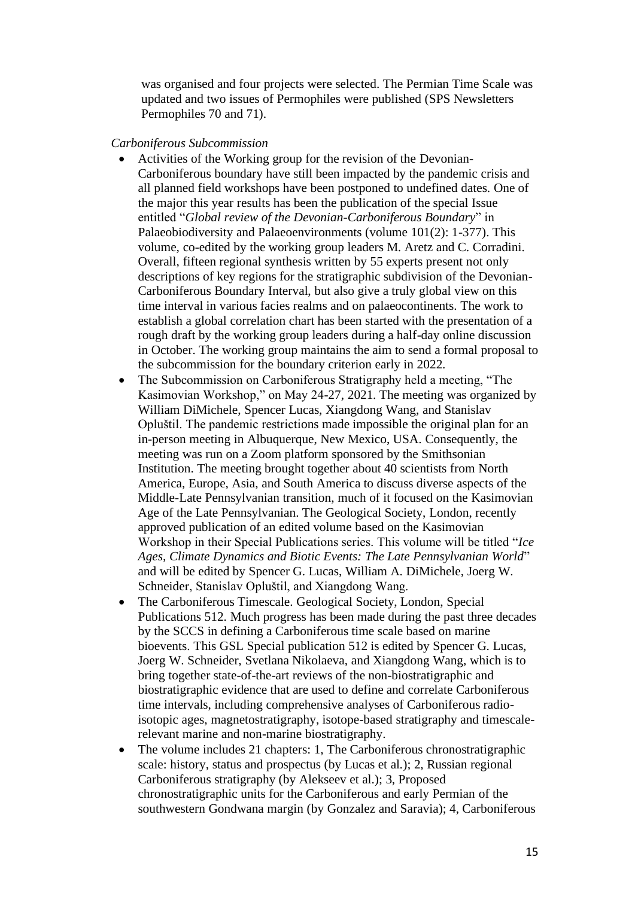was organised and four projects were selected. The Permian Time Scale was updated and two issues of Permophiles were published (SPS Newsletters Permophiles 70 and 71).

*Carboniferous Subcommission*

- Activities of the Working group for the revision of the Devonian-Carboniferous boundary have still been impacted by the pandemic crisis and all planned field workshops have been postponed to undefined dates. One of the major this year results has been the publication of the special Issue entitled "*Global review of the Devonian-Carboniferous Boundary*" in Palaeobiodiversity and Palaeoenvironments (volume 101(2): 1-377). This volume, co-edited by the working group leaders M. Aretz and C. Corradini. Overall, fifteen regional synthesis written by 55 experts present not only descriptions of key regions for the stratigraphic subdivision of the Devonian-Carboniferous Boundary Interval, but also give a truly global view on this time interval in various facies realms and on palaeocontinents. The work to establish a global correlation chart has been started with the presentation of a rough draft by the working group leaders during a half-day online discussion in October. The working group maintains the aim to send a formal proposal to the subcommission for the boundary criterion early in 2022.
- The Subcommission on Carboniferous Stratigraphy held a meeting, "The Kasimovian Workshop," on May 24-27, 2021. The meeting was organized by William DiMichele, Spencer Lucas, Xiangdong Wang, and Stanislav Opluštil. The pandemic restrictions made impossible the original plan for an in-person meeting in Albuquerque, New Mexico, USA. Consequently, the meeting was run on a Zoom platform sponsored by the Smithsonian Institution. The meeting brought together about 40 scientists from North America, Europe, Asia, and South America to discuss diverse aspects of the Middle-Late Pennsylvanian transition, much of it focused on the Kasimovian Age of the Late Pennsylvanian. The Geological Society, London, recently approved publication of an edited volume based on the Kasimovian Workshop in their Special Publications series. This volume will be titled "*Ice Ages, Climate Dynamics and Biotic Events: The Late Pennsylvanian World*" and will be edited by Spencer G. Lucas, William A. DiMichele, Joerg W. Schneider, Stanislav Opluštil, and Xiangdong Wang.
- The Carboniferous Timescale. Geological Society, London, Special Publications 512. Much progress has been made during the past three decades by the SCCS in defining a Carboniferous time scale based on marine bioevents. This GSL Special publication 512 is edited by Spencer G. Lucas, Joerg W. Schneider, Svetlana Nikolaeva, and Xiangdong Wang, which is to bring together state-of-the-art reviews of the non-biostratigraphic and biostratigraphic evidence that are used to define and correlate Carboniferous time intervals, including comprehensive analyses of Carboniferous radio-isotopic ages, magnetostratigraphy, isotope-based stratigraphy and timescale-relevant marine and non-marine biostratigraphy.
- The volume includes 21 chapters: 1, The Carboniferous chronostratigraphic scale: history, status and prospectus (by Lucas et al.); 2, Russian regional Carboniferous stratigraphy (by Alekseev et al.); 3, Proposed chronostratigraphic units for the Carboniferous and early Permian of the southwestern Gondwana margin (by Gonzalez and Saravia); 4, Carboniferous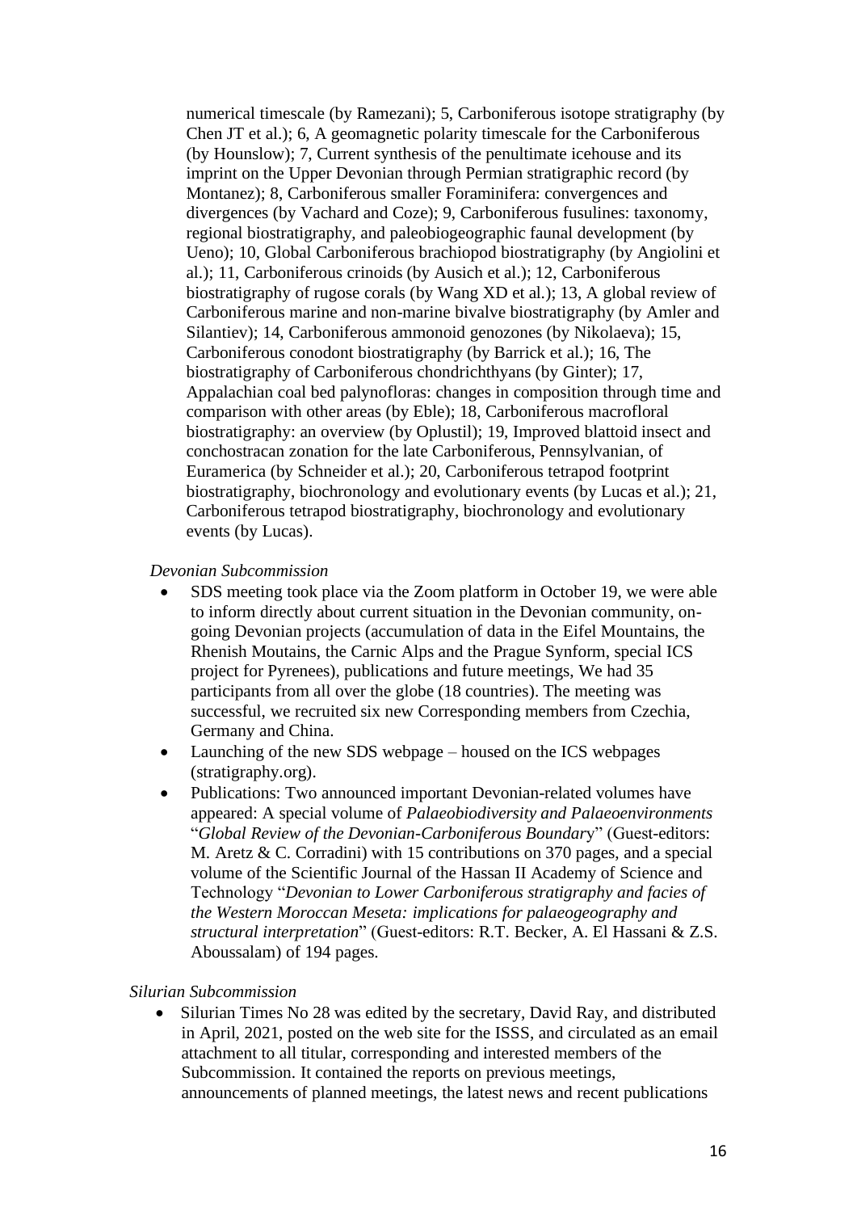numerical timescale (by Ramezani); 5, Carboniferous isotope stratigraphy (by Chen JT et al.); 6, A geomagnetic polarity timescale for the Carboniferous (by Hounslow); 7, Current synthesis of the penultimate icehouse and its imprint on the Upper Devonian through Permian stratigraphic record (by Montanez); 8, Carboniferous smaller Foraminifera: convergences and divergences (by Vachard and Coze); 9, Carboniferous fusulines: taxonomy, regional biostratigraphy, and paleobiogeographic faunal development (by Ueno); 10, Global Carboniferous brachiopod biostratigraphy (by Angiolini et al.); 11, Carboniferous crinoids (by Ausich et al.); 12, Carboniferous biostratigraphy of rugose corals (by Wang XD et al.); 13, A global review of Carboniferous marine and non-marine bivalve biostratigraphy (by Amler and Silantiev); 14, Carboniferous ammonoid genozones (by Nikolaeva); 15, Carboniferous conodont biostratigraphy (by Barrick et al.); 16, The biostratigraphy of Carboniferous chondrichthyans (by Ginter); 17, Appalachian coal bed palynofloras: changes in composition through time and comparison with other areas (by Eble); 18, Carboniferous macrofloral biostratigraphy: an overview (by Oplustil); 19, Improved blattoid insect and conchostracan zonation for the late Carboniferous, Pennsylvanian, of Euramerica (by Schneider et al.); 20, Carboniferous tetrapod footprint biostratigraphy, biochronology and evolutionary events (by Lucas et al.); 21, Carboniferous tetrapod biostratigraphy, biochronology and evolutionary events (by Lucas).

*Devonian Subcommission*

- SDS meeting took place via the Zoom platform in October 19, we were able to inform directly about current situation in the Devonian community, on-going Devonian projects (accumulation of data in the Eifel Mountains, the Rhenish Moutains, the Carnic Alps and the Prague Synform, special ICS project for Pyrenees), publications and future meetings, We had 35 participants from all over the globe (18 countries). The meeting was successful, we recruited six new Corresponding members from Czechia, Germany and China.
- Launching of the new SDS webpage – housed on the ICS webpages (stratigraphy.org).
- Publications: Two announced important Devonian-related volumes have appeared: A special volume of *Palaeobiodiversity and Palaeoenvironments* "*Global Review of the Devonian-Carboniferous Boundary*" (Guest-editors: M. Aretz & C. Corradini) with 15 contributions on 370 pages, and a special volume of the Scientific Journal of the Hassan II Academy of Science and Technology "*Devonian to Lower Carboniferous stratigraphy and facies of the Western Moroccan Meseta: implications for palaeogeography and structural interpretation*" (Guest-editors: R.T. Becker, A. El Hassani & Z.S. Aboussalam) of 194 pages.

*Silurian Subcommission*

- Silurian Times No 28 was edited by the secretary, David Ray, and distributed in April, 2021, posted on the web site for the ISSS, and circulated as an email attachment to all titular, corresponding and interested members of the Subcommission. It contained the reports on previous meetings, announcements of planned meetings, the latest news and recent publications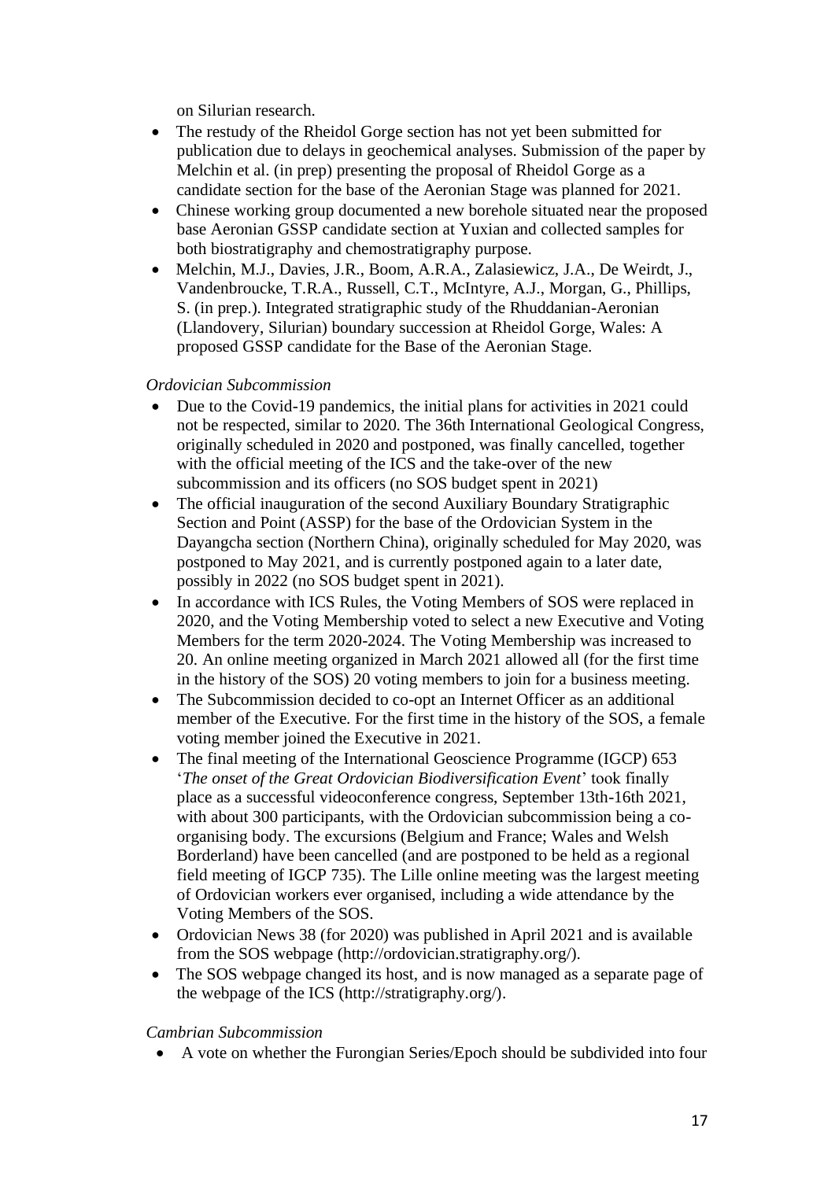on Silurian research.

- The restudy of the Rheidol Gorge section has not yet been submitted for publication due to delays in geochemical analyses. Submission of the paper by Melchin et al. (in prep) presenting the proposal of Rheidol Gorge as a candidate section for the base of the Aeronian Stage was planned for 2021.
- Chinese working group documented a new borehole situated near the proposed base Aeronian GSSP candidate section at Yuxian and collected samples for both biostratigraphy and chemostratigraphy purpose.
- Melchin, M.J., Davies, J.R., Boom, A.R.A., Zalasiewicz, J.A., De Weirdt, J., Vandenbroucke, T.R.A., Russell, C.T., McIntyre, A.J., Morgan, G., Phillips, S. (in prep.). Integrated stratigraphic study of the Rhuddanian-Aeronian (Llandovery, Silurian) boundary succession at Rheidol Gorge, Wales: A proposed GSSP candidate for the Base of the Aeronian Stage.

*Ordovician Subcommission*

- Due to the Covid-19 pandemics, the initial plans for activities in 2021 could not be respected, similar to 2020. The 36th International Geological Congress, originally scheduled in 2020 and postponed, was finally cancelled, together with the official meeting of the ICS and the take-over of the new subcommission and its officers (no SOS budget spent in 2021)
- The official inauguration of the second Auxiliary Boundary Stratigraphic Section and Point (ASSP) for the base of the Ordovician System in the Dayangcha section (Northern China), originally scheduled for May 2020, was postponed to May 2021, and is currently postponed again to a later date, possibly in 2022 (no SOS budget spent in 2021).
- In accordance with ICS Rules, the Voting Members of SOS were replaced in 2020, and the Voting Membership voted to select a new Executive and Voting Members for the term 2020-2024. The Voting Membership was increased to 20. An online meeting organized in March 2021 allowed all (for the first time in the history of the SOS) 20 voting members to join for a business meeting.
- The Subcommission decided to co-opt an Internet Officer as an additional member of the Executive. For the first time in the history of the SOS, a female voting member joined the Executive in 2021.
- The final meeting of the International Geoscience Programme (IGCP) 653 '*The onset of the Great Ordovician Biodiversification Event*' took finally place as a successful videoconference congress, September 13th-16th 2021, with about 300 participants, with the Ordovician subcommission being a co-organising body. The excursions (Belgium and France; Wales and Welsh Borderland) have been cancelled (and are postponed to be held as a regional field meeting of IGCP 735). The Lille online meeting was the largest meeting of Ordovician workers ever organised, including a wide attendance by the Voting Members of the SOS.
- Ordovician News 38 (for 2020) was published in April 2021 and is available from the SOS webpage (http://ordovician.stratigraphy.org/).
- The SOS webpage changed its host, and is now managed as a separate page of the webpage of the ICS (http://stratigraphy.org/).

*Cambrian Subcommission*

- A vote on whether the Furongian Series/Epoch should be subdivided into four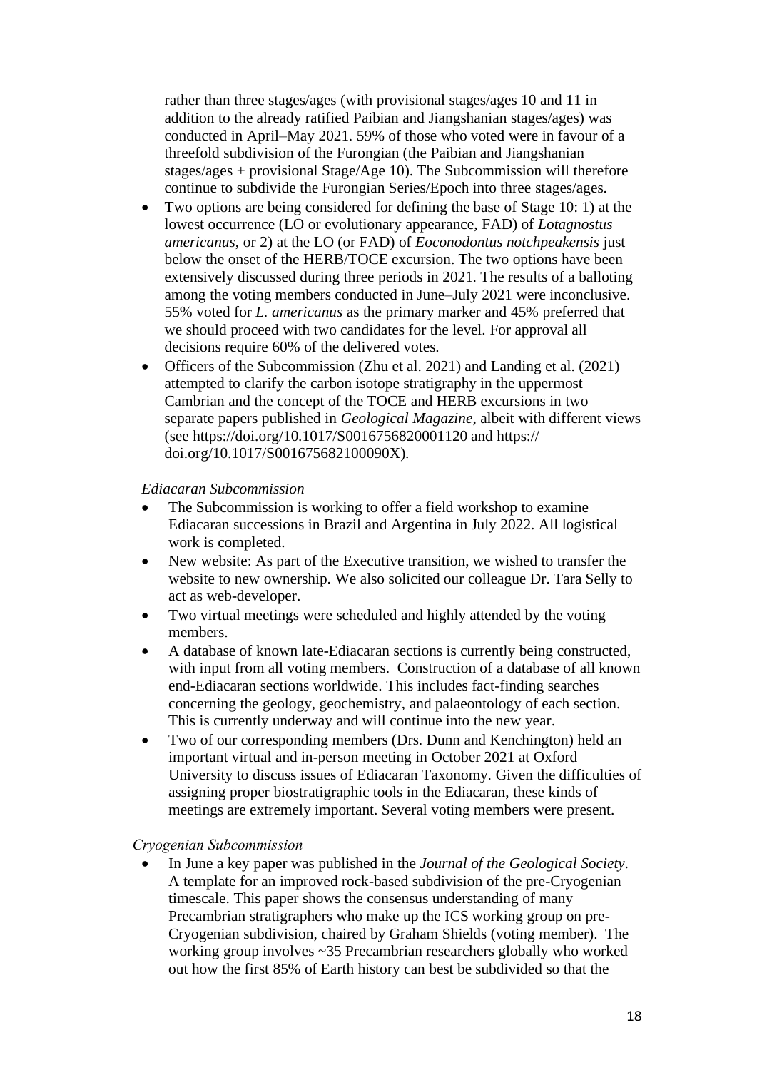rather than three stages/ages (with provisional stages/ages 10 and 11 in addition to the already ratified Paibian and Jiangshanian stages/ages) was conducted in April–May 2021. 59% of those who voted were in favour of a threefold subdivision of the Furongian (the Paibian and Jiangshanian stages/ages + provisional Stage/Age 10). The Subcommission will therefore continue to subdivide the Furongian Series/Epoch into three stages/ages.

- Two options are being considered for defining the base of Stage 10: 1) at the lowest occurrence (LO or evolutionary appearance, FAD) of *Lotagnostus americanus*, or 2) at the LO (or FAD) of *Eoconodontus notchpeakensis* just below the onset of the HERB/TOCE excursion. The two options have been extensively discussed during three periods in 2021. The results of a balloting among the voting members conducted in June–July 2021 were inconclusive. 55% voted for *L. americanus* as the primary marker and 45% preferred that we should proceed with two candidates for the level. For approval all decisions require 60% of the delivered votes.
- Officers of the Subcommission (Zhu et al. 2021) and Landing et al. (2021) attempted to clarify the carbon isotope stratigraphy in the uppermost Cambrian and the concept of the TOCE and HERB excursions in two separate papers published in *Geological Magazine*, albeit with different views (see https://doi.org/10.1017/S0016756820001120 and https://doi.org/10.1017/S001675682100090X).

*Ediacaran Subcommission*

- The Subcommission is working to offer a field workshop to examine Ediacaran successions in Brazil and Argentina in July 2022. All logistical work is completed.
- New website: As part of the Executive transition, we wished to transfer the website to new ownership. We also solicited our colleague Dr. Tara Selly to act as web-developer.
- Two virtual meetings were scheduled and highly attended by the voting members.
- A database of known late-Ediacaran sections is currently being constructed, with input from all voting members. Construction of a database of all known end-Ediacaran sections worldwide. This includes fact-finding searches concerning the geology, geochemistry, and palaeontology of each section. This is currently underway and will continue into the new year.
- Two of our corresponding members (Drs. Dunn and Kenchington) held an important virtual and in-person meeting in October 2021 at Oxford University to discuss issues of Ediacaran Taxonomy. Given the difficulties of assigning proper biostratigraphic tools in the Ediacaran, these kinds of meetings are extremely important. Several voting members were present.

*Cryogenian Subcommission*

- In June a key paper was published in the *Journal of the Geological Society*. A template for an improved rock-based subdivision of the pre-Cryogenian timescale. This paper shows the consensus understanding of many Precambrian stratigraphers who make up the ICS working group on pre-Cryogenian subdivision, chaired by Graham Shields (voting member). The working group involves ~35 Precambrian researchers globally who worked out how the first 85% of Earth history can best be subdivided so that the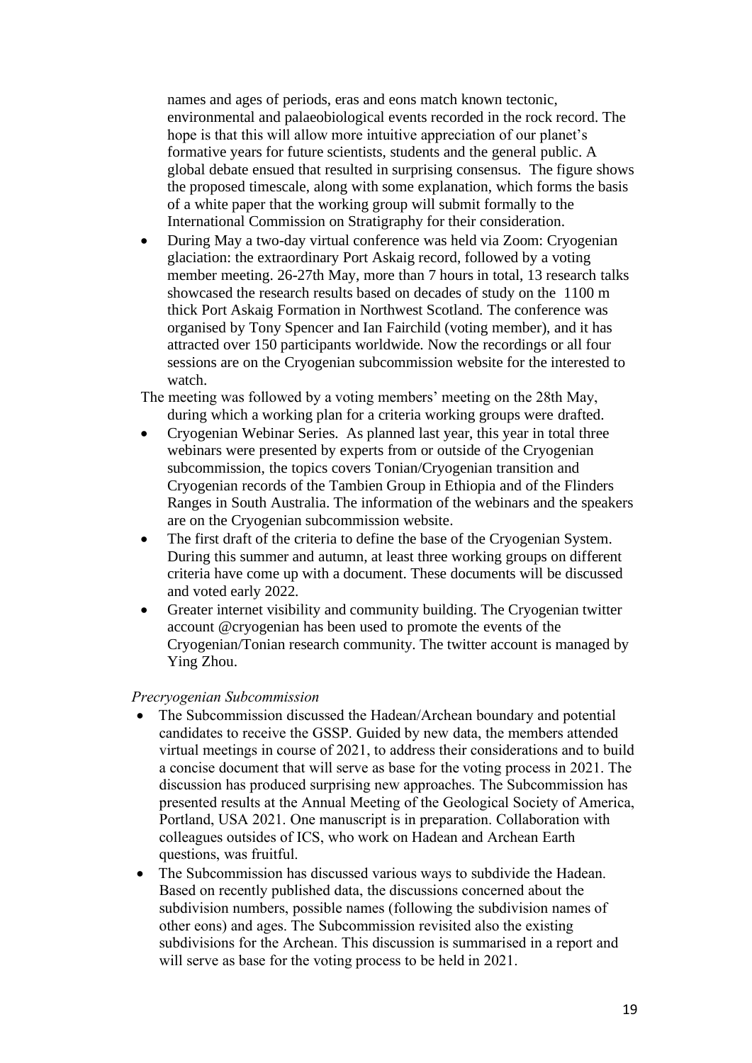names and ages of periods, eras and eons match known tectonic, environmental and palaeobiological events recorded in the rock record. The hope is that this will allow more intuitive appreciation of our planet's formative years for future scientists, students and the general public. A global debate ensued that resulted in surprising consensus. The figure shows the proposed timescale, along with some explanation, which forms the basis of a white paper that the working group will submit formally to the International Commission on Stratigraphy for their consideration.

- During May a two-day virtual conference was held via Zoom: Cryogenian glaciation: the extraordinary Port Askaig record, followed by a voting member meeting. 26-27th May, more than 7 hours in total, 13 research talks showcased the research results based on decades of study on the 1100 m thick Port Askaig Formation in Northwest Scotland. The conference was organised by Tony Spencer and Ian Fairchild (voting member), and it has attracted over 150 participants worldwide. Now the recordings or all four sessions are on the Cryogenian subcommission website for the interested to watch.

The meeting was followed by a voting members' meeting on the 28th May, during which a working plan for a criteria working groups were drafted.

- Cryogenian Webinar Series. As planned last year, this year in total three webinars were presented by experts from or outside of the Cryogenian subcommission, the topics covers Tonian/Cryogenian transition and Cryogenian records of the Tambien Group in Ethiopia and of the Flinders Ranges in South Australia. The information of the webinars and the speakers are on the Cryogenian subcommission website.
- The first draft of the criteria to define the base of the Cryogenian System. During this summer and autumn, at least three working groups on different criteria have come up with a document. These documents will be discussed and voted early 2022.
- Greater internet visibility and community building. The Cryogenian twitter account @cryogenian has been used to promote the events of the Cryogenian/Tonian research community. The twitter account is managed by Ying Zhou.

*Precryogenian Subcommission*

- The Subcommission discussed the Hadean/Archean boundary and potential candidates to receive the GSSP. Guided by new data, the members attended virtual meetings in course of 2021, to address their considerations and to build a concise document that will serve as base for the voting process in 2021. The discussion has produced surprising new approaches. The Subcommission has presented results at the Annual Meeting of the Geological Society of America, Portland, USA 2021. One manuscript is in preparation. Collaboration with colleagues outsides of ICS, who work on Hadean and Archean Earth questions, was fruitful.
- The Subcommission has discussed various ways to subdivide the Hadean. Based on recently published data, the discussions concerned about the subdivision numbers, possible names (following the subdivision names of other eons) and ages. The Subcommission revisited also the existing subdivisions for the Archean. This discussion is summarised in a report and will serve as base for the voting process to be held in 2021.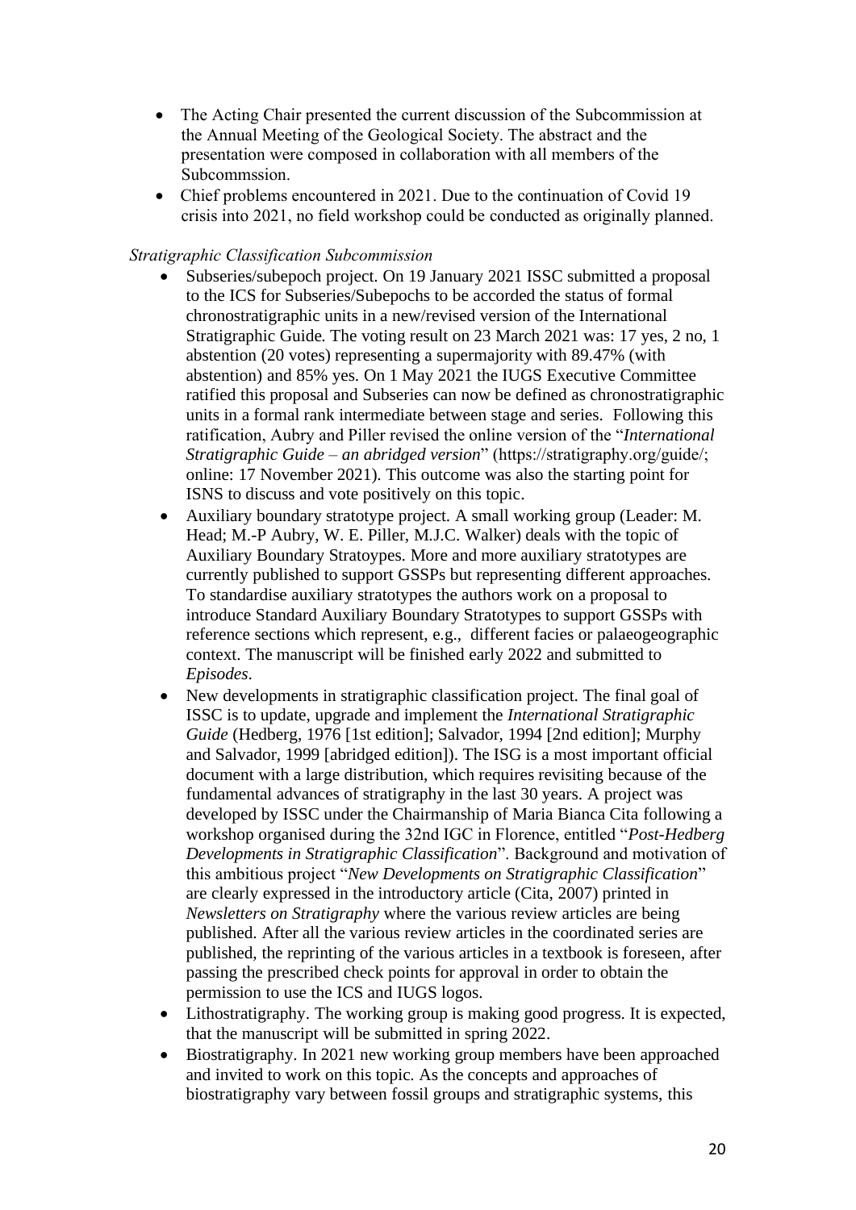- The Acting Chair presented the current discussion of the Subcommission at the Annual Meeting of the Geological Society. The abstract and the presentation were composed in collaboration with all members of the Subcommssion.
- Chief problems encountered in 2021. Due to the continuation of Covid 19 crisis into 2021, no field workshop could be conducted as originally planned.

*Stratigraphic Classification Subcommission*

- Subseries/subepoch project. On 19 January 2021 ISSC submitted a proposal to the ICS for Subseries/Subepochs to be accorded the status of formal chronostratigraphic units in a new/revised version of the International Stratigraphic Guide. The voting result on 23 March 2021 was: 17 yes, 2 no, 1 abstention (20 votes) representing a supermajority with 89.47% (with abstention) and 85% yes. On 1 May 2021 the IUGS Executive Committee ratified this proposal and Subseries can now be defined as chronostratigraphic units in a formal rank intermediate between stage and series. Following this ratification, Aubry and Piller revised the online version of the "*International Stratigraphic Guide – an abridged version*" (https://stratigraphy.org/guide/; online: 17 November 2021). This outcome was also the starting point for ISNS to discuss and vote positively on this topic.
- Auxiliary boundary stratotype project. A small working group (Leader: M. Head; M.-P Aubry, W. E. Piller, M.J.C. Walker) deals with the topic of Auxiliary Boundary Stratoypes. More and more auxiliary stratotypes are currently published to support GSSPs but representing different approaches. To standardise auxiliary stratotypes the authors work on a proposal to introduce Standard Auxiliary Boundary Stratotypes to support GSSPs with reference sections which represent, e.g., different facies or palaeogeographic context. The manuscript will be finished early 2022 and submitted to *Episodes*.
- New developments in stratigraphic classification project. The final goal of ISSC is to update, upgrade and implement the *International Stratigraphic Guide* (Hedberg, 1976 [1st edition]; Salvador, 1994 [2nd edition]; Murphy and Salvador, 1999 [abridged edition]). The ISG is a most important official document with a large distribution, which requires revisiting because of the fundamental advances of stratigraphy in the last 30 years. A project was developed by ISSC under the Chairmanship of Maria Bianca Cita following a workshop organised during the 32nd IGC in Florence, entitled "*Post-Hedberg Developments in Stratigraphic Classification*". Background and motivation of this ambitious project "*New Developments on Stratigraphic Classification*" are clearly expressed in the introductory article (Cita, 2007) printed in *Newsletters on Stratigraphy* where the various review articles are being published. After all the various review articles in the coordinated series are published, the reprinting of the various articles in a textbook is foreseen, after passing the prescribed check points for approval in order to obtain the permission to use the ICS and IUGS logos.
- Lithostratigraphy. The working group is making good progress. It is expected, that the manuscript will be submitted in spring 2022.
- Biostratigraphy. In 2021 new working group members have been approached and invited to work on this topic. As the concepts and approaches of biostratigraphy vary between fossil groups and stratigraphic systems, this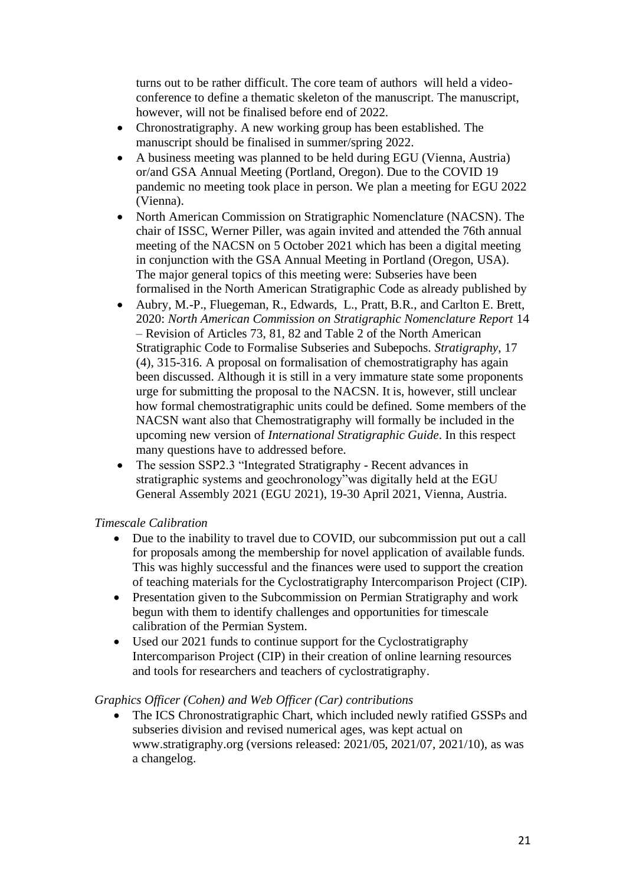turns out to be rather difficult. The core team of authors will held a video-conference to define a thematic skeleton of the manuscript. The manuscript, however, will not be finalised before end of 2022.

- Chronostratigraphy. A new working group has been established. The manuscript should be finalised in summer/spring 2022.
- A business meeting was planned to be held during EGU (Vienna, Austria) or/and GSA Annual Meeting (Portland, Oregon). Due to the COVID 19 pandemic no meeting took place in person. We plan a meeting for EGU 2022 (Vienna).
- North American Commission on Stratigraphic Nomenclature (NACSN). The chair of ISSC, Werner Piller, was again invited and attended the 76th annual meeting of the NACSN on 5 October 2021 which has been a digital meeting in conjunction with the GSA Annual Meeting in Portland (Oregon, USA). The major general topics of this meeting were: Subseries have been formalised in the North American Stratigraphic Code as already published by
- Aubry, M.-P., Fluegeman, R., Edwards, L., Pratt, B.R., and Carlton E. Brett, 2020: *North American Commission on Stratigraphic Nomenclature Report* 14 – Revision of Articles 73, 81, 82 and Table 2 of the North American Stratigraphic Code to Formalise Subseries and Subepochs. *Stratigraphy*, 17 (4), 315-316. A proposal on formalisation of chemostratigraphy has again been discussed. Although it is still in a very immature state some proponents urge for submitting the proposal to the NACSN. It is, however, still unclear how formal chemostratigraphic units could be defined. Some members of the NACSN want also that Chemostratigraphy will formally be included in the upcoming new version of *International Stratigraphic Guide*. In this respect many questions have to addressed before.
- The session SSP2.3 "Integrated Stratigraphy - Recent advances in stratigraphic systems and geochronology"was digitally held at the EGU General Assembly 2021 (EGU 2021), 19-30 April 2021, Vienna, Austria.

*Timescale Calibration*

- Due to the inability to travel due to COVID, our subcommission put out a call for proposals among the membership for novel application of available funds. This was highly successful and the finances were used to support the creation of teaching materials for the Cyclostratigraphy Intercomparison Project (CIP).
- Presentation given to the Subcommission on Permian Stratigraphy and work begun with them to identify challenges and opportunities for timescale calibration of the Permian System.
- Used our 2021 funds to continue support for the Cyclostratigraphy Intercomparison Project (CIP) in their creation of online learning resources and tools for researchers and teachers of cyclostratigraphy.

*Graphics Officer (Cohen) and Web Officer (Car) contributions*

- The ICS Chronostratigraphic Chart, which included newly ratified GSSPs and subseries division and revised numerical ages, was kept actual on www.stratigraphy.org (versions released: 2021/05, 2021/07, 2021/10), as was a changelog.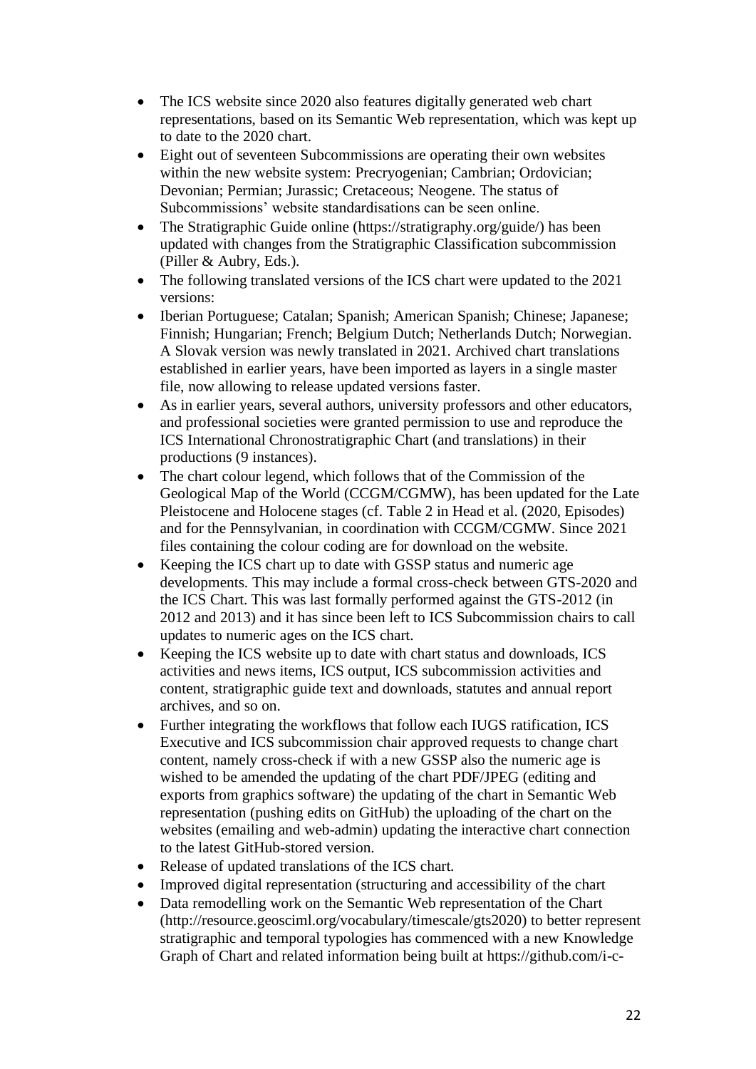- The ICS website since 2020 also features digitally generated web chart representations, based on its Semantic Web representation, which was kept up to date to the 2020 chart.
- Eight out of seventeen Subcommissions are operating their own websites within the new website system: Precryogenian; Cambrian; Ordovician; Devonian; Permian; Jurassic; Cretaceous; Neogene. The status of Subcommissions' website standardisations can be seen online.
- The Stratigraphic Guide online (https://stratigraphy.org/guide/) has been updated with changes from the Stratigraphic Classification subcommission (Piller & Aubry, Eds.).
- The following translated versions of the ICS chart were updated to the 2021 versions:
- Iberian Portuguese; Catalan; Spanish; American Spanish; Chinese; Japanese; Finnish; Hungarian; French; Belgium Dutch; Netherlands Dutch; Norwegian. A Slovak version was newly translated in 2021. Archived chart translations established in earlier years, have been imported as layers in a single master file, now allowing to release updated versions faster.
- As in earlier years, several authors, university professors and other educators, and professional societies were granted permission to use and reproduce the ICS International Chronostratigraphic Chart (and translations) in their productions (9 instances).
- The chart colour legend, which follows that of the Commission of the Geological Map of the World (CCGM/CGMW), has been updated for the Late Pleistocene and Holocene stages (cf. Table 2 in Head et al. (2020, Episodes) and for the Pennsylvanian, in coordination with CCGM/CGMW. Since 2021 files containing the colour coding are for download on the website.
- Keeping the ICS chart up to date with GSSP status and numeric age developments. This may include a formal cross-check between GTS-2020 and the ICS Chart. This was last formally performed against the GTS-2012 (in 2012 and 2013) and it has since been left to ICS Subcommission chairs to call updates to numeric ages on the ICS chart.
- Keeping the ICS website up to date with chart status and downloads, ICS activities and news items, ICS output, ICS subcommission activities and content, stratigraphic guide text and downloads, statutes and annual report archives, and so on.
- Further integrating the workflows that follow each IUGS ratification, ICS Executive and ICS subcommission chair approved requests to change chart content, namely cross-check if with a new GSSP also the numeric age is wished to be amended the updating of the chart PDF/JPEG (editing and exports from graphics software) the updating of the chart in Semantic Web representation (pushing edits on GitHub) the uploading of the chart on the websites (emailing and web-admin) updating the interactive chart connection to the latest GitHub-stored version.
- Release of updated translations of the ICS chart.
- Improved digital representation (structuring and accessibility of the chart
- Data remodelling work on the Semantic Web representation of the Chart (http://resource.geosciml.org/vocabulary/timescale/gts2020) to better represent stratigraphic and temporal typologies has commenced with a new Knowledge Graph of Chart and related information being built at https://github.com/i-c-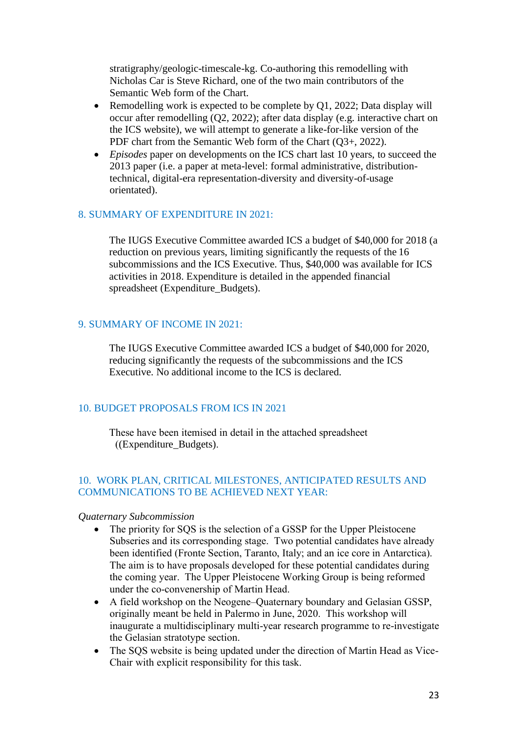stratigraphy/geologic-timescale-kg. Co-authoring this remodelling with Nicholas Car is Steve Richard, one of the two main contributors of the Semantic Web form of the Chart.

- Remodelling work is expected to be complete by Q1, 2022; Data display will occur after remodelling (Q2, 2022); after data display (e.g. interactive chart on the ICS website), we will attempt to generate a like-for-like version of the PDF chart from the Semantic Web form of the Chart (Q3+, 2022).
- *Episodes* paper on developments on the ICS chart last 10 years, to succeed the 2013 paper (i.e. a paper at meta-level: formal administrative, distribution-technical, digital-era representation-diversity and diversity-of-usage orientated).

## 8. SUMMARY OF EXPENDITURE IN 2021:

The IUGS Executive Committee awarded ICS a budget of $40,000 for 2018 (a reduction on previous years, limiting significantly the requests of the 16 subcommissions and the ICS Executive. Thus, $40,000 was available for ICS activities in 2018. Expenditure is detailed in the appended financial spreadsheet (Expenditure_Budgets).

## 9. SUMMARY OF INCOME IN 2021:

The IUGS Executive Committee awarded ICS a budget of $40,000 for 2020, reducing significantly the requests of the subcommissions and the ICS Executive. No additional income to the ICS is declared.

## 10. BUDGET PROPOSALS FROM ICS IN 2021

These have been itemised in detail in the attached spreadsheet ((Expenditure_Budgets).

## 10. WORK PLAN, CRITICAL MILESTONES, ANTICIPATED RESULTS AND COMMUNICATIONS TO BE ACHIEVED NEXT YEAR:

*Quaternary Subcommission*

- The priority for SQS is the selection of a GSSP for the Upper Pleistocene Subseries and its corresponding stage. Two potential candidates have already been identified (Fronte Section, Taranto, Italy; and an ice core in Antarctica). The aim is to have proposals developed for these potential candidates during the coming year. The Upper Pleistocene Working Group is being reformed under the co-convenership of Martin Head.
- A field workshop on the Neogene–Quaternary boundary and Gelasian GSSP, originally meant be held in Palermo in June, 2020. This workshop will inaugurate a multidisciplinary multi-year research programme to re-investigate the Gelasian stratotype section.
- The SQS website is being updated under the direction of Martin Head as Vice-Chair with explicit responsibility for this task.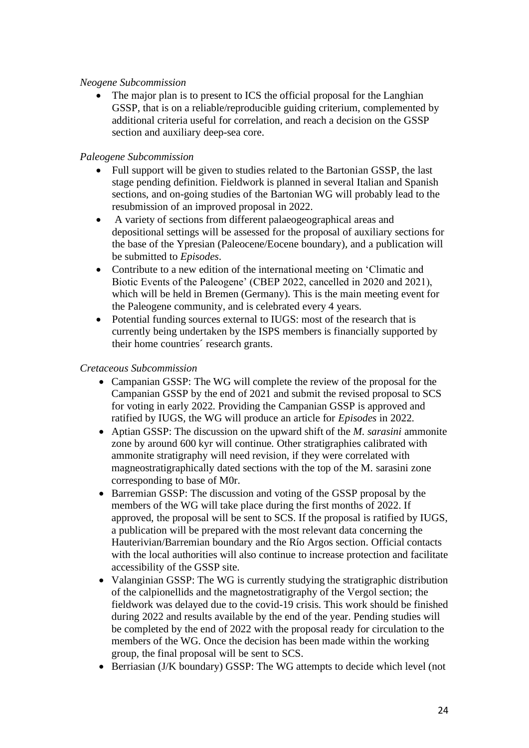*Neogene Subcommission*

- The major plan is to present to ICS the official proposal for the Langhian GSSP, that is on a reliable/reproducible guiding criterium, complemented by additional criteria useful for correlation, and reach a decision on the GSSP section and auxiliary deep-sea core.

*Paleogene Subcommission*

- Full support will be given to studies related to the Bartonian GSSP, the last stage pending definition. Fieldwork is planned in several Italian and Spanish sections, and on-going studies of the Bartonian WG will probably lead to the resubmission of an improved proposal in 2022.
- A variety of sections from different palaeogeographical areas and depositional settings will be assessed for the proposal of auxiliary sections for the base of the Ypresian (Paleocene/Eocene boundary), and a publication will be submitted to *Episodes*.
- Contribute to a new edition of the international meeting on 'Climatic and Biotic Events of the Paleogene' (CBEP 2022, cancelled in 2020 and 2021), which will be held in Bremen (Germany). This is the main meeting event for the Paleogene community, and is celebrated every 4 years.
- Potential funding sources external to IUGS: most of the research that is currently being undertaken by the ISPS members is financially supported by their home countries´ research grants.

*Cretaceous Subcommission*

- Campanian GSSP: The WG will complete the review of the proposal for the Campanian GSSP by the end of 2021 and submit the revised proposal to SCS for voting in early 2022. Providing the Campanian GSSP is approved and ratified by IUGS, the WG will produce an article for *Episodes* in 2022.
- Aptian GSSP: The discussion on the upward shift of the *M. sarasini* ammonite zone by around 600 kyr will continue. Other stratigraphies calibrated with ammonite stratigraphy will need revision, if they were correlated with magneostratigraphically dated sections with the top of the M. sarasini zone corresponding to base of M0r.
- Barremian GSSP: The discussion and voting of the GSSP proposal by the members of the WG will take place during the first months of 2022. If approved, the proposal will be sent to SCS. If the proposal is ratified by IUGS, a publication will be prepared with the most relevant data concerning the Hauterivian/Barremian boundary and the Río Argos section. Official contacts with the local authorities will also continue to increase protection and facilitate accessibility of the GSSP site.
- Valanginian GSSP: The WG is currently studying the stratigraphic distribution of the calpionellids and the magnetostratigraphy of the Vergol section; the fieldwork was delayed due to the covid-19 crisis. This work should be finished during 2022 and results available by the end of the year. Pending studies will be completed by the end of 2022 with the proposal ready for circulation to the members of the WG. Once the decision has been made within the working group, the final proposal will be sent to SCS.
- Berriasian (J/K boundary) GSSP: The WG attempts to decide which level (not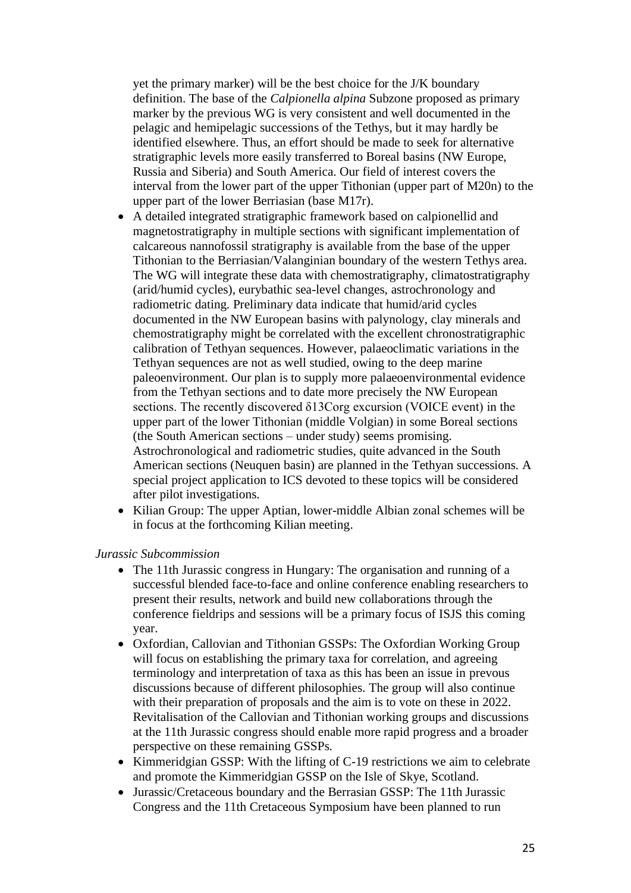yet the primary marker) will be the best choice for the J/K boundary definition. The base of the *Calpionella alpina* Subzone proposed as primary marker by the previous WG is very consistent and well documented in the pelagic and hemipelagic successions of the Tethys, but it may hardly be identified elsewhere. Thus, an effort should be made to seek for alternative stratigraphic levels more easily transferred to Boreal basins (NW Europe, Russia and Siberia) and South America. Our field of interest covers the interval from the lower part of the upper Tithonian (upper part of M20n) to the upper part of the lower Berriasian (base M17r).

- A detailed integrated stratigraphic framework based on calpionellid and magnetostratigraphy in multiple sections with significant implementation of calcareous nannofossil stratigraphy is available from the base of the upper Tithonian to the Berriasian/Valanginian boundary of the western Tethys area. The WG will integrate these data with chemostratigraphy, climatostratigraphy (arid/humid cycles), eurybathic sea-level changes, astrochronology and radiometric dating. Preliminary data indicate that humid/arid cycles documented in the NW European basins with palynology, clay minerals and chemostratigraphy might be correlated with the excellent chronostratigraphic calibration of Tethyan sequences. However, palaeoclimatic variations in the Tethyan sequences are not as well studied, owing to the deep marine paleoenvironment. Our plan is to supply more palaeoenvironmental evidence from the Tethyan sections and to date more precisely the NW European sections. The recently discovered δ13Corg excursion (VOICE event) in the upper part of the lower Tithonian (middle Volgian) in some Boreal sections (the South American sections – under study) seems promising. Astrochronological and radiometric studies, quite advanced in the South American sections (Neuquen basin) are planned in the Tethyan successions. A special project application to ICS devoted to these topics will be considered after pilot investigations.
- Kilian Group: The upper Aptian, lower-middle Albian zonal schemes will be in focus at the forthcoming Kilian meeting.

*Jurassic Subcommission*

- The 11th Jurassic congress in Hungary: The organisation and running of a successful blended face-to-face and online conference enabling researchers to present their results, network and build new collaborations through the conference fieldrips and sessions will be a primary focus of ISJS this coming year.
- Oxfordian, Callovian and Tithonian GSSPs: The Oxfordian Working Group will focus on establishing the primary taxa for correlation, and agreeing terminology and interpretation of taxa as this has been an issue in prevous discussions because of different philosophies. The group will also continue with their preparation of proposals and the aim is to vote on these in 2022. Revitalisation of the Callovian and Tithonian working groups and discussions at the 11th Jurassic congress should enable more rapid progress and a broader perspective on these remaining GSSPs.
- Kimmeridgian GSSP: With the lifting of C-19 restrictions we aim to celebrate and promote the Kimmeridgian GSSP on the Isle of Skye, Scotland.
- Jurassic/Cretaceous boundary and the Berrasian GSSP: The 11th Jurassic Congress and the 11th Cretaceous Symposium have been planned to run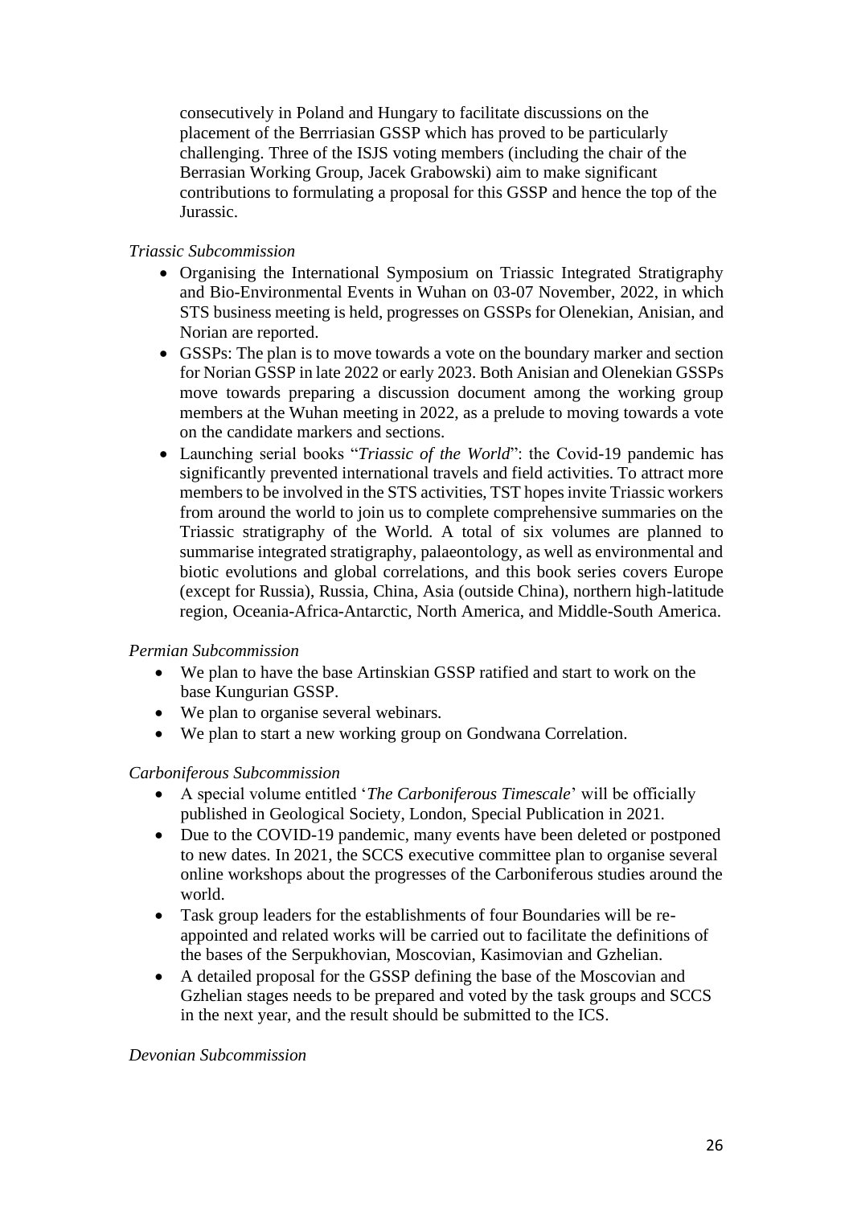consecutively in Poland and Hungary to facilitate discussions on the placement of the Berrriasian GSSP which has proved to be particularly challenging. Three of the ISJS voting members (including the chair of the Berrasian Working Group, Jacek Grabowski) aim to make significant contributions to formulating a proposal for this GSSP and hence the top of the Jurassic.

*Triassic Subcommission*

- Organising the International Symposium on Triassic Integrated Stratigraphy and Bio-Environmental Events in Wuhan on 03-07 November, 2022, in which STS business meeting is held, progresses on GSSPs for Olenekian, Anisian, and Norian are reported.
- GSSPs: The plan is to move towards a vote on the boundary marker and section for Norian GSSP in late 2022 or early 2023. Both Anisian and Olenekian GSSPs move towards preparing a discussion document among the working group members at the Wuhan meeting in 2022, as a prelude to moving towards a vote on the candidate markers and sections.
- Launching serial books "*Triassic of the World*": the Covid-19 pandemic has significantly prevented international travels and field activities. To attract more members to be involved in the STS activities, TST hopes invite Triassic workers from around the world to join us to complete comprehensive summaries on the Triassic stratigraphy of the World. A total of six volumes are planned to summarise integrated stratigraphy, palaeontology, as well as environmental and biotic evolutions and global correlations, and this book series covers Europe (except for Russia), Russia, China, Asia (outside China), northern high-latitude region, Oceania-Africa-Antarctic, North America, and Middle-South America.

*Permian Subcommission*

- We plan to have the base Artinskian GSSP ratified and start to work on the base Kungurian GSSP.
- We plan to organise several webinars.
- We plan to start a new working group on Gondwana Correlation.

*Carboniferous Subcommission*

- A special volume entitled '*The Carboniferous Timescale*' will be officially published in Geological Society, London, Special Publication in 2021.
- Due to the COVID-19 pandemic, many events have been deleted or postponed to new dates. In 2021, the SCCS executive committee plan to organise several online workshops about the progresses of the Carboniferous studies around the world.
- Task group leaders for the establishments of four Boundaries will be re-appointed and related works will be carried out to facilitate the definitions of the bases of the Serpukhovian, Moscovian, Kasimovian and Gzhelian.
- A detailed proposal for the GSSP defining the base of the Moscovian and Gzhelian stages needs to be prepared and voted by the task groups and SCCS in the next year, and the result should be submitted to the ICS.

*Devonian Subcommission*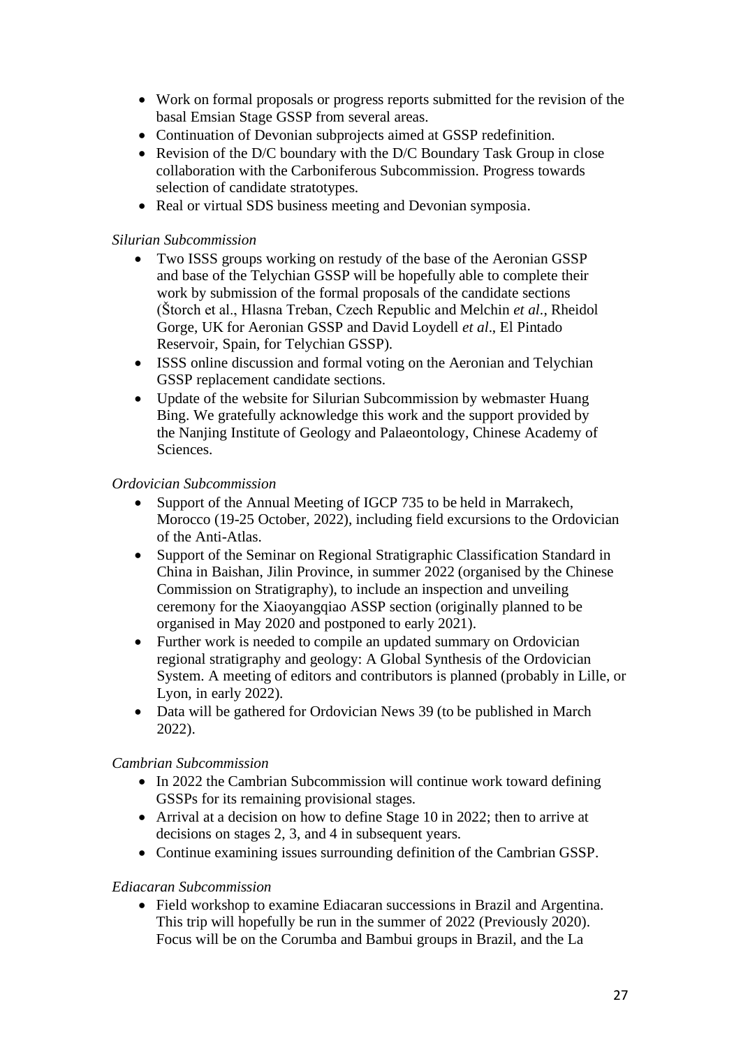- Work on formal proposals or progress reports submitted for the revision of the basal Emsian Stage GSSP from several areas.
- Continuation of Devonian subprojects aimed at GSSP redefinition.
- Revision of the D/C boundary with the D/C Boundary Task Group in close collaboration with the Carboniferous Subcommission. Progress towards selection of candidate stratotypes.
- Real or virtual SDS business meeting and Devonian symposia.

*Silurian Subcommission*

- Two ISSS groups working on restudy of the base of the Aeronian GSSP and base of the Telychian GSSP will be hopefully able to complete their work by submission of the formal proposals of the candidate sections (Štorch et al., Hlasna Treban, Czech Republic and Melchin *et al*., Rheidol Gorge, UK for Aeronian GSSP and David Loydell *et al*., El Pintado Reservoir, Spain, for Telychian GSSP).
- ISSS online discussion and formal voting on the Aeronian and Telychian GSSP replacement candidate sections.
- Update of the website for Silurian Subcommission by webmaster Huang Bing. We gratefully acknowledge this work and the support provided by the Nanjing Institute of Geology and Palaeontology, Chinese Academy of Sciences.

*Ordovician Subcommission*

- Support of the Annual Meeting of IGCP 735 to be held in Marrakech, Morocco (19-25 October, 2022), including field excursions to the Ordovician of the Anti-Atlas.
- Support of the Seminar on Regional Stratigraphic Classification Standard in China in Baishan, Jilin Province, in summer 2022 (organised by the Chinese Commission on Stratigraphy), to include an inspection and unveiling ceremony for the Xiaoyangqiao ASSP section (originally planned to be organised in May 2020 and postponed to early 2021).
- Further work is needed to compile an updated summary on Ordovician regional stratigraphy and geology: A Global Synthesis of the Ordovician System. A meeting of editors and contributors is planned (probably in Lille, or Lyon, in early 2022).
- Data will be gathered for Ordovician News 39 (to be published in March 2022).

*Cambrian Subcommission*

- In 2022 the Cambrian Subcommission will continue work toward defining GSSPs for its remaining provisional stages.
- Arrival at a decision on how to define Stage 10 in 2022; then to arrive at decisions on stages 2, 3, and 4 in subsequent years.
- Continue examining issues surrounding definition of the Cambrian GSSP.

*Ediacaran Subcommission*

- Field workshop to examine Ediacaran successions in Brazil and Argentina. This trip will hopefully be run in the summer of 2022 (Previously 2020). Focus will be on the Corumba and Bambui groups in Brazil, and the La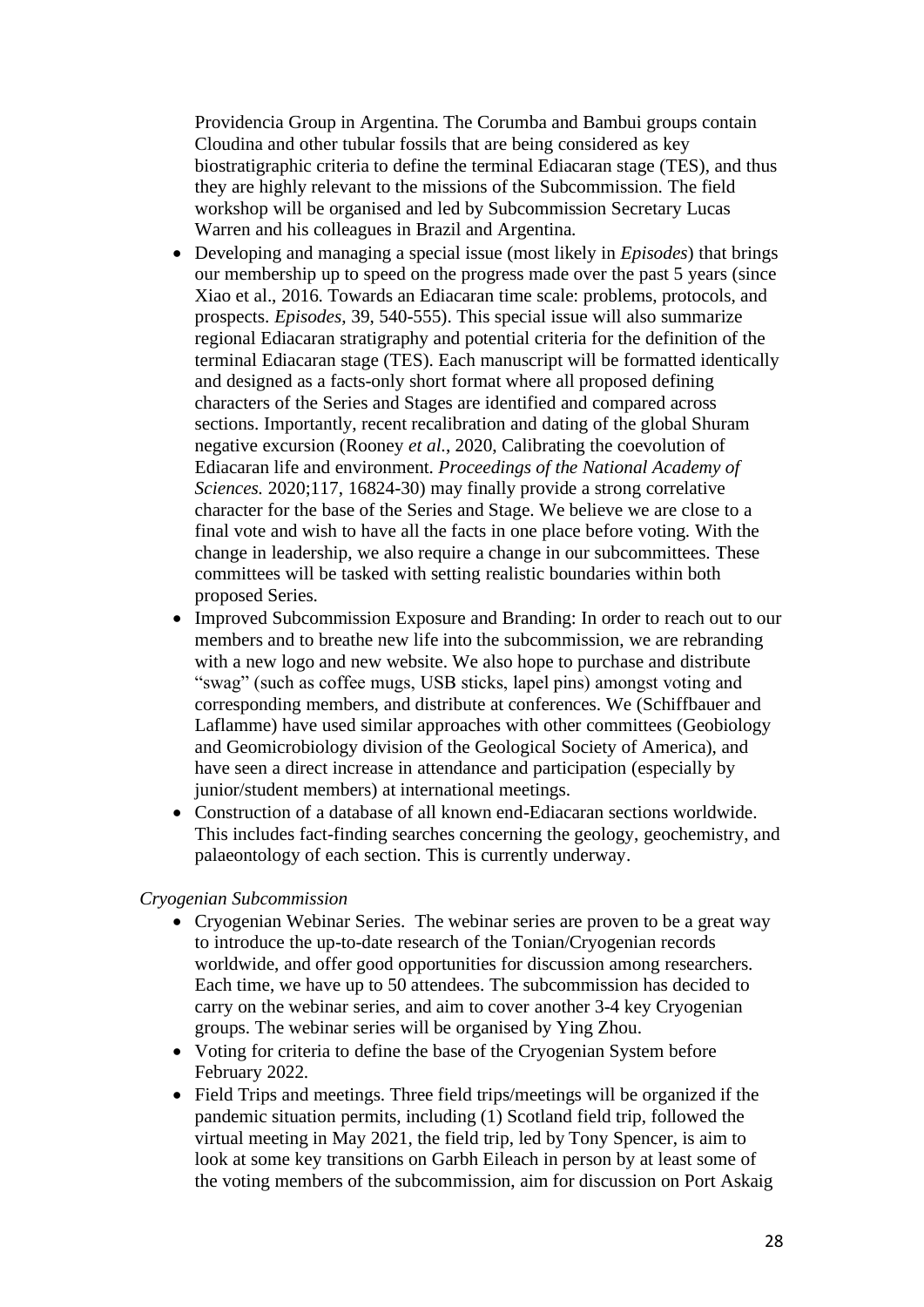Providencia Group in Argentina. The Corumba and Bambui groups contain Cloudina and other tubular fossils that are being considered as key biostratigraphic criteria to define the terminal Ediacaran stage (TES), and thus they are highly relevant to the missions of the Subcommission. The field workshop will be organised and led by Subcommission Secretary Lucas Warren and his colleagues in Brazil and Argentina.

- Developing and managing a special issue (most likely in *Episodes*) that brings our membership up to speed on the progress made over the past 5 years (since Xiao et al., 2016. Towards an Ediacaran time scale: problems, protocols, and prospects. *Episodes*, 39, 540-555). This special issue will also summarize regional Ediacaran stratigraphy and potential criteria for the definition of the terminal Ediacaran stage (TES). Each manuscript will be formatted identically and designed as a facts-only short format where all proposed defining characters of the Series and Stages are identified and compared across sections. Importantly, recent recalibration and dating of the global Shuram negative excursion (Rooney *et al.*, 2020, Calibrating the coevolution of Ediacaran life and environment. *Proceedings of the National Academy of Sciences.* 2020;117, 16824-30) may finally provide a strong correlative character for the base of the Series and Stage. We believe we are close to a final vote and wish to have all the facts in one place before voting. With the change in leadership, we also require a change in our subcommittees. These committees will be tasked with setting realistic boundaries within both proposed Series.
- Improved Subcommission Exposure and Branding: In order to reach out to our members and to breathe new life into the subcommission, we are rebranding with a new logo and new website. We also hope to purchase and distribute "swag" (such as coffee mugs, USB sticks, lapel pins) amongst voting and corresponding members, and distribute at conferences. We (Schiffbauer and Laflamme) have used similar approaches with other committees (Geobiology and Geomicrobiology division of the Geological Society of America), and have seen a direct increase in attendance and participation (especially by junior/student members) at international meetings.
- Construction of a database of all known end-Ediacaran sections worldwide. This includes fact-finding searches concerning the geology, geochemistry, and palaeontology of each section. This is currently underway.

*Cryogenian Subcommission*

- Cryogenian Webinar Series. The webinar series are proven to be a great way to introduce the up-to-date research of the Tonian/Cryogenian records worldwide, and offer good opportunities for discussion among researchers. Each time, we have up to 50 attendees. The subcommission has decided to carry on the webinar series, and aim to cover another 3-4 key Cryogenian groups. The webinar series will be organised by Ying Zhou.
- Voting for criteria to define the base of the Cryogenian System before February 2022.
- Field Trips and meetings. Three field trips/meetings will be organized if the pandemic situation permits, including (1) Scotland field trip, followed the virtual meeting in May 2021, the field trip, led by Tony Spencer, is aim to look at some key transitions on Garbh Eileach in person by at least some of the voting members of the subcommission, aim for discussion on Port Askaig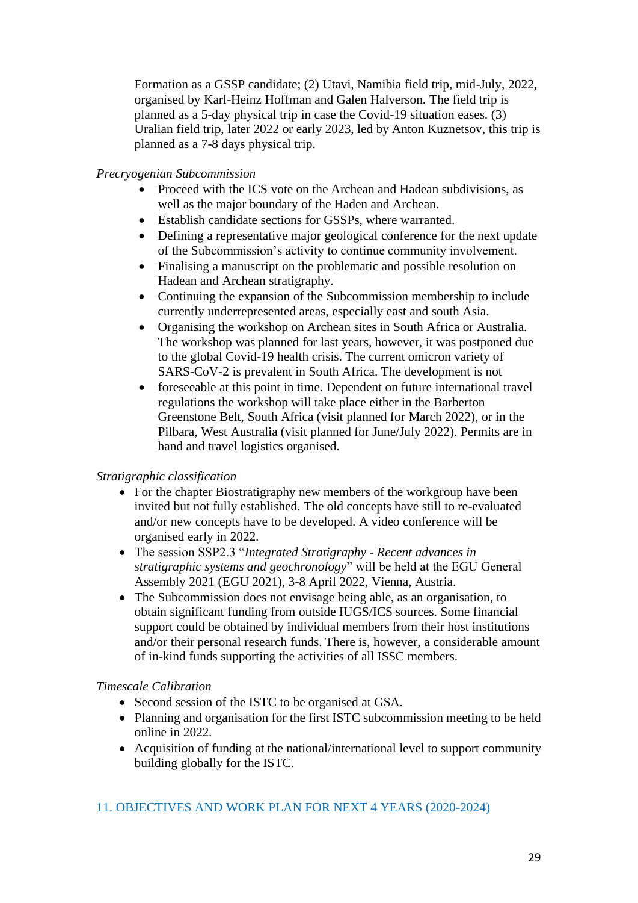Formation as a GSSP candidate; (2) Utavi, Namibia field trip, mid-July, 2022, organised by Karl-Heinz Hoffman and Galen Halverson. The field trip is planned as a 5-day physical trip in case the Covid-19 situation eases. (3) Uralian field trip, later 2022 or early 2023, led by Anton Kuznetsov, this trip is planned as a 7-8 days physical trip.

*Precryogenian Subcommission*

- Proceed with the ICS vote on the Archean and Hadean subdivisions, as well as the major boundary of the Haden and Archean.
- Establish candidate sections for GSSPs, where warranted.
- Defining a representative major geological conference for the next update of the Subcommission's activity to continue community involvement.
- Finalising a manuscript on the problematic and possible resolution on Hadean and Archean stratigraphy.
- Continuing the expansion of the Subcommission membership to include currently underrepresented areas, especially east and south Asia.
- Organising the workshop on Archean sites in South Africa or Australia. The workshop was planned for last years, however, it was postponed due to the global Covid-19 health crisis. The current omicron variety of SARS-CoV-2 is prevalent in South Africa. The development is not
- foreseeable at this point in time. Dependent on future international travel regulations the workshop will take place either in the Barberton Greenstone Belt, South Africa (visit planned for March 2022), or in the Pilbara, West Australia (visit planned for June/July 2022). Permits are in hand and travel logistics organised.

*Stratigraphic classification*

- For the chapter Biostratigraphy new members of the workgroup have been invited but not fully established. The old concepts have still to re-evaluated and/or new concepts have to be developed. A video conference will be organised early in 2022.
- The session SSP2.3 "*Integrated Stratigraphy - Recent advances in stratigraphic systems and geochronology*" will be held at the EGU General Assembly 2021 (EGU 2021), 3-8 April 2022, Vienna, Austria.
- The Subcommission does not envisage being able, as an organisation, to obtain significant funding from outside IUGS/ICS sources. Some financial support could be obtained by individual members from their host institutions and/or their personal research funds. There is, however, a considerable amount of in-kind funds supporting the activities of all ISSC members.

*Timescale Calibration*

- Second session of the ISTC to be organised at GSA.
- Planning and organisation for the first ISTC subcommission meeting to be held online in 2022.
- Acquisition of funding at the national/international level to support community building globally for the ISTC.

## 11. OBJECTIVES AND WORK PLAN FOR NEXT 4 YEARS (2020-2024)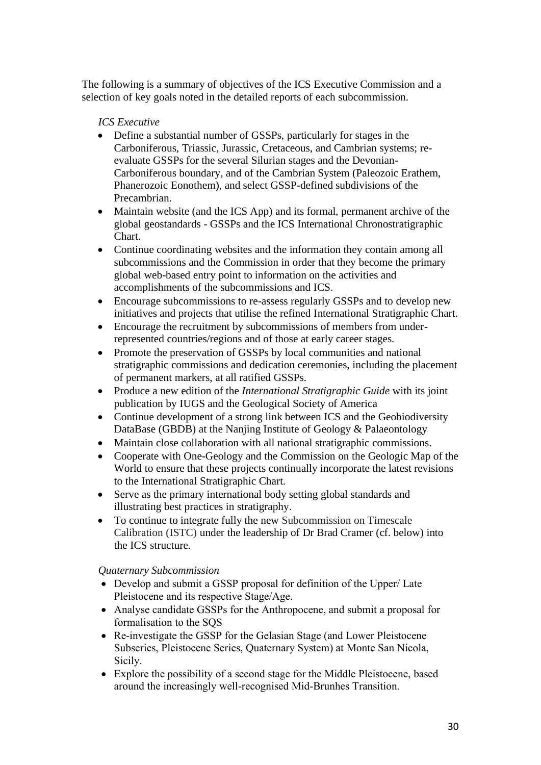The following is a summary of objectives of the ICS Executive Commission and a selection of key goals noted in the detailed reports of each subcommission.

*ICS Executive*

- Define a substantial number of GSSPs, particularly for stages in the Carboniferous, Triassic, Jurassic, Cretaceous, and Cambrian systems; re-evaluate GSSPs for the several Silurian stages and the Devonian-Carboniferous boundary, and of the Cambrian System (Paleozoic Erathem, Phanerozoic Eonothem), and select GSSP-defined subdivisions of the Precambrian.
- Maintain website (and the ICS App) and its formal, permanent archive of the global geostandards - GSSPs and the ICS International Chronostratigraphic Chart.
- Continue coordinating websites and the information they contain among all subcommissions and the Commission in order that they become the primary global web-based entry point to information on the activities and accomplishments of the subcommissions and ICS.
- Encourage subcommissions to re-assess regularly GSSPs and to develop new initiatives and projects that utilise the refined International Stratigraphic Chart.
- Encourage the recruitment by subcommissions of members from under-represented countries/regions and of those at early career stages.
- Promote the preservation of GSSPs by local communities and national stratigraphic commissions and dedication ceremonies, including the placement of permanent markers, at all ratified GSSPs.
- Produce a new edition of the *International Stratigraphic Guide* with its joint publication by IUGS and the Geological Society of America
- Continue development of a strong link between ICS and the Geobiodiversity DataBase (GBDB) at the Nanjing Institute of Geology & Palaeontology
- Maintain close collaboration with all national stratigraphic commissions.
- Cooperate with One-Geology and the Commission on the Geologic Map of the World to ensure that these projects continually incorporate the latest revisions to the International Stratigraphic Chart.
- Serve as the primary international body setting global standards and illustrating best practices in stratigraphy.
- To continue to integrate fully the new Subcommission on Timescale Calibration (ISTC) under the leadership of Dr Brad Cramer (cf. below) into the ICS structure.

*Quaternary Subcommission*

- Develop and submit a GSSP proposal for definition of the Upper/ Late Pleistocene and its respective Stage/Age.
- Analyse candidate GSSPs for the Anthropocene, and submit a proposal for formalisation to the SQS
- Re-investigate the GSSP for the Gelasian Stage (and Lower Pleistocene Subseries, Pleistocene Series, Quaternary System) at Monte San Nicola, Sicily.
- Explore the possibility of a second stage for the Middle Pleistocene, based around the increasingly well-recognised Mid-Brunhes Transition.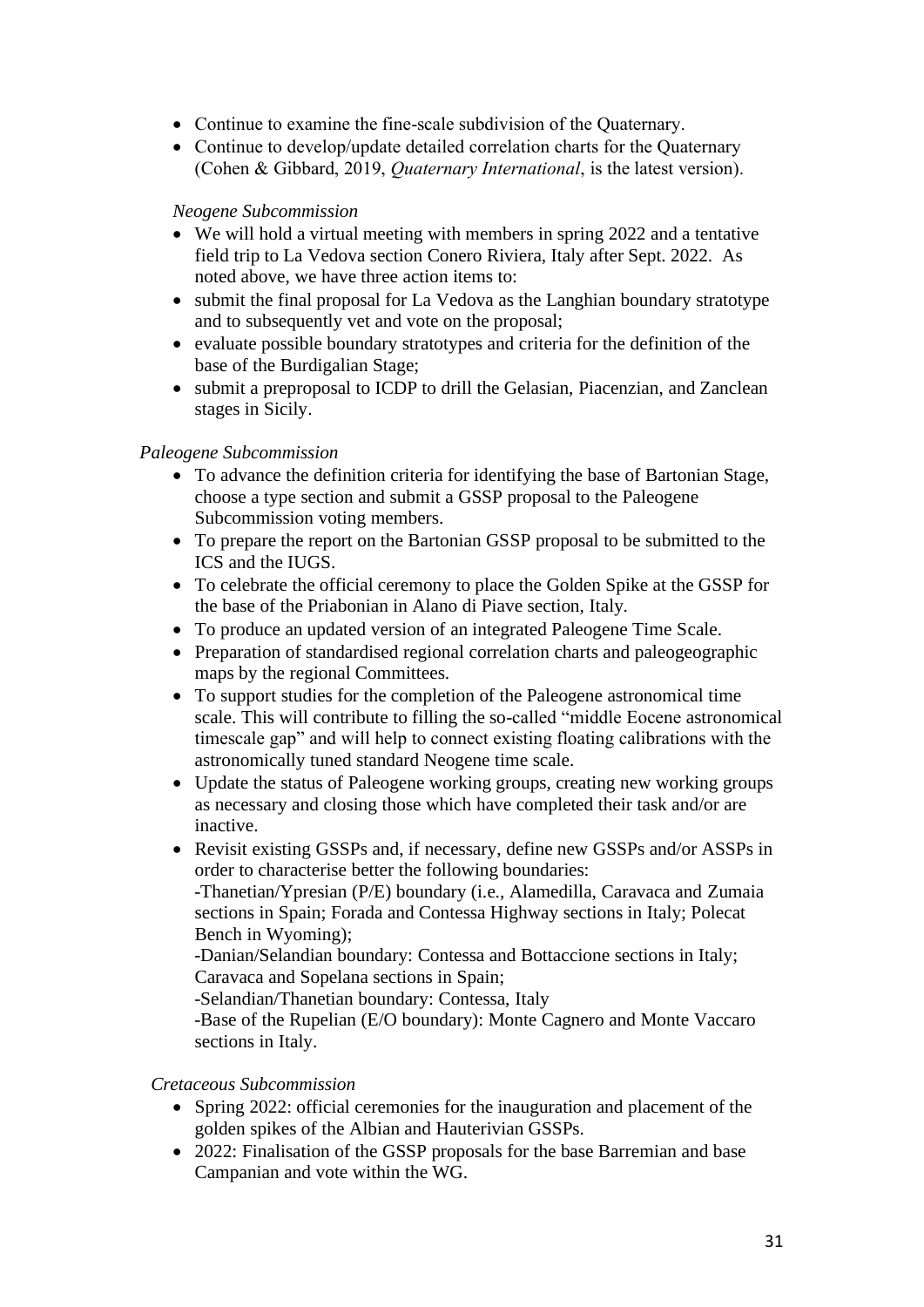- Continue to examine the fine-scale subdivision of the Quaternary.
- Continue to develop/update detailed correlation charts for the Quaternary (Cohen & Gibbard, 2019, *Quaternary International*, is the latest version).

*Neogene Subcommission*

- We will hold a virtual meeting with members in spring 2022 and a tentative field trip to La Vedova section Conero Riviera, Italy after Sept. 2022. As noted above, we have three action items to:
- submit the final proposal for La Vedova as the Langhian boundary stratotype and to subsequently vet and vote on the proposal;
- evaluate possible boundary stratotypes and criteria for the definition of the base of the Burdigalian Stage;
- submit a preproposal to ICDP to drill the Gelasian, Piacenzian, and Zanclean stages in Sicily.

*Paleogene Subcommission*

- To advance the definition criteria for identifying the base of Bartonian Stage, choose a type section and submit a GSSP proposal to the Paleogene Subcommission voting members.
- To prepare the report on the Bartonian GSSP proposal to be submitted to the ICS and the IUGS.
- To celebrate the official ceremony to place the Golden Spike at the GSSP for the base of the Priabonian in Alano di Piave section, Italy.
- To produce an updated version of an integrated Paleogene Time Scale.
- Preparation of standardised regional correlation charts and paleogeographic maps by the regional Committees.
- To support studies for the completion of the Paleogene astronomical time scale. This will contribute to filling the so-called "middle Eocene astronomical timescale gap" and will help to connect existing floating calibrations with the astronomically tuned standard Neogene time scale.
- Update the status of Paleogene working groups, creating new working groups as necessary and closing those which have completed their task and/or are inactive.
- Revisit existing GSSPs and, if necessary, define new GSSPs and/or ASSPs in order to characterise better the following boundaries:
  -Thanetian/Ypresian (P/E) boundary (i.e., Alamedilla, Caravaca and Zumaia sections in Spain; Forada and Contessa Highway sections in Italy; Polecat Bench in Wyoming);
  -Danian/Selandian boundary: Contessa and Bottaccione sections in Italy; Caravaca and Sopelana sections in Spain;
  -Selandian/Thanetian boundary: Contessa, Italy
  -Base of the Rupelian (E/O boundary): Monte Cagnero and Monte Vaccaro sections in Italy.

*Cretaceous Subcommission*

- Spring 2022: official ceremonies for the inauguration and placement of the golden spikes of the Albian and Hauterivian GSSPs.
- 2022: Finalisation of the GSSP proposals for the base Barremian and base Campanian and vote within the WG.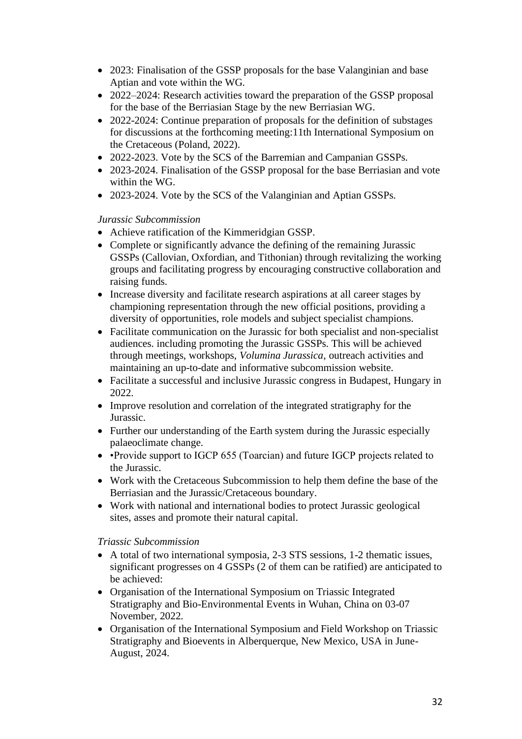- 2023: Finalisation of the GSSP proposals for the base Valanginian and base Aptian and vote within the WG.
- 2022–2024: Research activities toward the preparation of the GSSP proposal for the base of the Berriasian Stage by the new Berriasian WG.
- 2022-2024: Continue preparation of proposals for the definition of substages for discussions at the forthcoming meeting:11th International Symposium on the Cretaceous (Poland, 2022).
- 2022-2023. Vote by the SCS of the Barremian and Campanian GSSPs.
- 2023-2024. Finalisation of the GSSP proposal for the base Berriasian and vote within the WG.
- 2023-2024. Vote by the SCS of the Valanginian and Aptian GSSPs.

*Jurassic Subcommission*

- Achieve ratification of the Kimmeridgian GSSP.
- Complete or significantly advance the defining of the remaining Jurassic GSSPs (Callovian, Oxfordian, and Tithonian) through revitalizing the working groups and facilitating progress by encouraging constructive collaboration and raising funds.
- Increase diversity and facilitate research aspirations at all career stages by championing representation through the new official positions, providing a diversity of opportunities, role models and subject specialist champions.
- Facilitate communication on the Jurassic for both specialist and non-specialist audiences. including promoting the Jurassic GSSPs. This will be achieved through meetings, workshops, *Volumina Jurassica*, outreach activities and maintaining an up-to-date and informative subcommission website.
- Facilitate a successful and inclusive Jurassic congress in Budapest, Hungary in 2022.
- Improve resolution and correlation of the integrated stratigraphy for the Jurassic.
- Further our understanding of the Earth system during the Jurassic especially palaeoclimate change.
- •Provide support to IGCP 655 (Toarcian) and future IGCP projects related to the Jurassic.
- Work with the Cretaceous Subcommission to help them define the base of the Berriasian and the Jurassic/Cretaceous boundary.
- Work with national and international bodies to protect Jurassic geological sites, asses and promote their natural capital.

*Triassic Subcommission*

- A total of two international symposia, 2-3 STS sessions, 1-2 thematic issues, significant progresses on 4 GSSPs (2 of them can be ratified) are anticipated to be achieved:
- Organisation of the International Symposium on Triassic Integrated Stratigraphy and Bio-Environmental Events in Wuhan, China on 03-07 November, 2022.
- Organisation of the International Symposium and Field Workshop on Triassic Stratigraphy and Bioevents in Alberquerque, New Mexico, USA in June-August, 2024.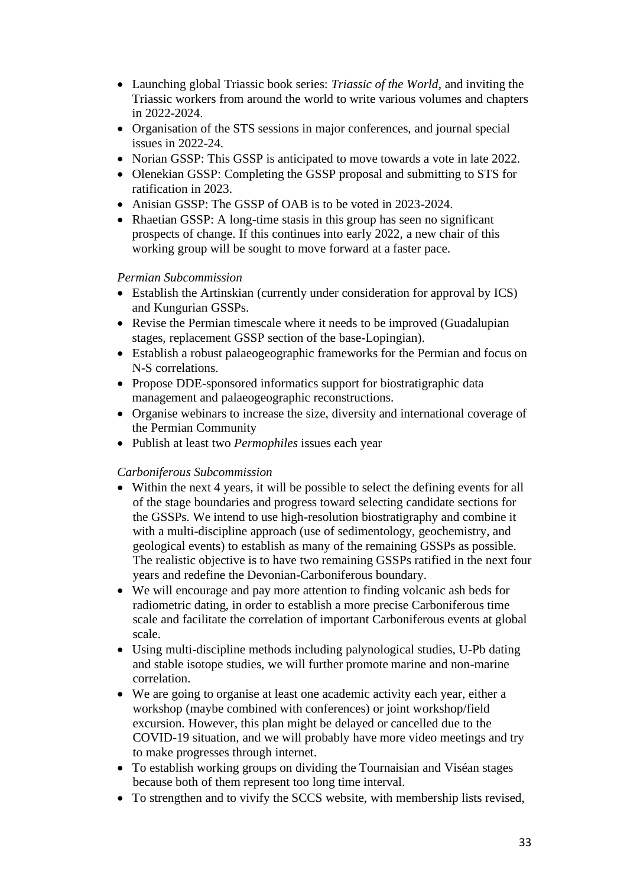- Launching global Triassic book series: *Triassic of the World*, and inviting the Triassic workers from around the world to write various volumes and chapters in 2022-2024.
- Organisation of the STS sessions in major conferences, and journal special issues in 2022-24.
- Norian GSSP: This GSSP is anticipated to move towards a vote in late 2022.
- Olenekian GSSP: Completing the GSSP proposal and submitting to STS for ratification in 2023.
- Anisian GSSP: The GSSP of OAB is to be voted in 2023-2024.
- Rhaetian GSSP: A long-time stasis in this group has seen no significant prospects of change. If this continues into early 2022, a new chair of this working group will be sought to move forward at a faster pace.

*Permian Subcommission*

- Establish the Artinskian (currently under consideration for approval by ICS) and Kungurian GSSPs.
- Revise the Permian timescale where it needs to be improved (Guadalupian stages, replacement GSSP section of the base-Lopingian).
- Establish a robust palaeogeographic frameworks for the Permian and focus on N-S correlations.
- Propose DDE-sponsored informatics support for biostratigraphic data management and palaeogeographic reconstructions.
- Organise webinars to increase the size, diversity and international coverage of the Permian Community
- Publish at least two *Permophiles* issues each year

*Carboniferous Subcommission*

- Within the next 4 years, it will be possible to select the defining events for all of the stage boundaries and progress toward selecting candidate sections for the GSSPs. We intend to use high-resolution biostratigraphy and combine it with a multi-discipline approach (use of sedimentology, geochemistry, and geological events) to establish as many of the remaining GSSPs as possible. The realistic objective is to have two remaining GSSPs ratified in the next four years and redefine the Devonian-Carboniferous boundary.
- We will encourage and pay more attention to finding volcanic ash beds for radiometric dating, in order to establish a more precise Carboniferous time scale and facilitate the correlation of important Carboniferous events at global scale.
- Using multi-discipline methods including palynological studies, U-Pb dating and stable isotope studies, we will further promote marine and non-marine correlation.
- We are going to organise at least one academic activity each year, either a workshop (maybe combined with conferences) or joint workshop/field excursion. However, this plan might be delayed or cancelled due to the COVID-19 situation, and we will probably have more video meetings and try to make progresses through internet.
- To establish working groups on dividing the Tournaisian and Viséan stages because both of them represent too long time interval.
- To strengthen and to vivify the SCCS website, with membership lists revised,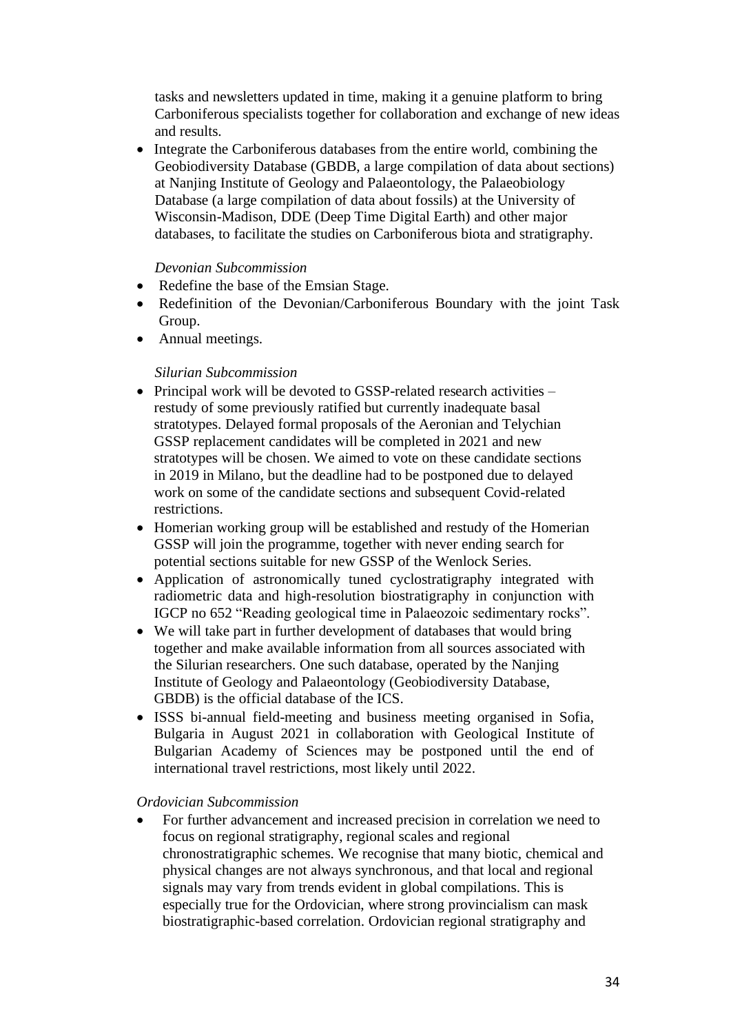tasks and newsletters updated in time, making it a genuine platform to bring Carboniferous specialists together for collaboration and exchange of new ideas and results.

- Integrate the Carboniferous databases from the entire world, combining the Geobiodiversity Database (GBDB, a large compilation of data about sections) at Nanjing Institute of Geology and Palaeontology, the Palaeobiology Database (a large compilation of data about fossils) at the University of Wisconsin-Madison, DDE (Deep Time Digital Earth) and other major databases, to facilitate the studies on Carboniferous biota and stratigraphy.

*Devonian Subcommission*

- Redefine the base of the Emsian Stage.
- Redefinition of the Devonian/Carboniferous Boundary with the joint Task Group.
- Annual meetings.

*Silurian Subcommission*

- Principal work will be devoted to GSSP-related research activities – restudy of some previously ratified but currently inadequate basal stratotypes. Delayed formal proposals of the Aeronian and Telychian GSSP replacement candidates will be completed in 2021 and new stratotypes will be chosen. We aimed to vote on these candidate sections in 2019 in Milano, but the deadline had to be postponed due to delayed work on some of the candidate sections and subsequent Covid-related restrictions.
- Homerian working group will be established and restudy of the Homerian GSSP will join the programme, together with never ending search for potential sections suitable for new GSSP of the Wenlock Series.
- Application of astronomically tuned cyclostratigraphy integrated with radiometric data and high-resolution biostratigraphy in conjunction with IGCP no 652 "Reading geological time in Palaeozoic sedimentary rocks".
- We will take part in further development of databases that would bring together and make available information from all sources associated with the Silurian researchers. One such database, operated by the Nanjing Institute of Geology and Palaeontology (Geobiodiversity Database, GBDB) is the official database of the ICS.
- ISSS bi-annual field-meeting and business meeting organised in Sofia, Bulgaria in August 2021 in collaboration with Geological Institute of Bulgarian Academy of Sciences may be postponed until the end of international travel restrictions, most likely until 2022.

*Ordovician Subcommission*

- For further advancement and increased precision in correlation we need to focus on regional stratigraphy, regional scales and regional chronostratigraphic schemes. We recognise that many biotic, chemical and physical changes are not always synchronous, and that local and regional signals may vary from trends evident in global compilations. This is especially true for the Ordovician, where strong provincialism can mask biostratigraphic-based correlation. Ordovician regional stratigraphy and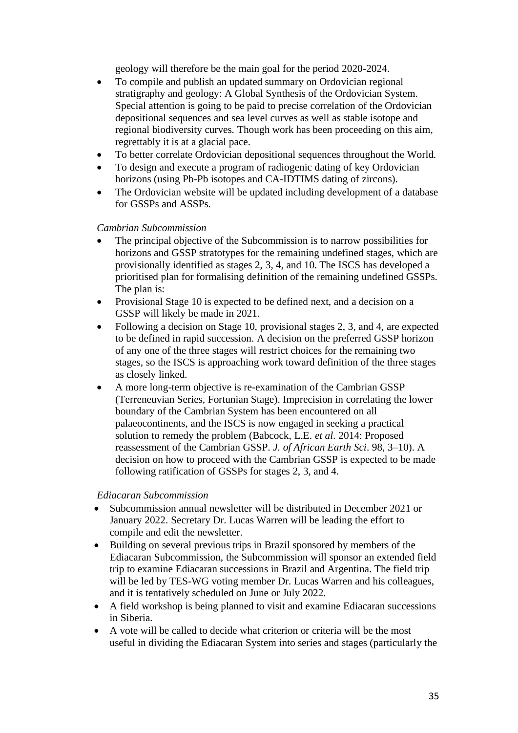geology will therefore be the main goal for the period 2020-2024.

- To compile and publish an updated summary on Ordovician regional stratigraphy and geology: A Global Synthesis of the Ordovician System. Special attention is going to be paid to precise correlation of the Ordovician depositional sequences and sea level curves as well as stable isotope and regional biodiversity curves. Though work has been proceeding on this aim, regrettably it is at a glacial pace.
- To better correlate Ordovician depositional sequences throughout the World.
- To design and execute a program of radiogenic dating of key Ordovician horizons (using Pb-Pb isotopes and CA-IDTIMS dating of zircons).
- The Ordovician website will be updated including development of a database for GSSPs and ASSPs.

*Cambrian Subcommission*

- The principal objective of the Subcommission is to narrow possibilities for horizons and GSSP stratotypes for the remaining undefined stages, which are provisionally identified as stages 2, 3, 4, and 10. The ISCS has developed a prioritised plan for formalising definition of the remaining undefined GSSPs. The plan is:
- Provisional Stage 10 is expected to be defined next, and a decision on a GSSP will likely be made in 2021.
- Following a decision on Stage 10, provisional stages 2, 3, and 4, are expected to be defined in rapid succession. A decision on the preferred GSSP horizon of any one of the three stages will restrict choices for the remaining two stages, so the ISCS is approaching work toward definition of the three stages as closely linked.
- A more long-term objective is re-examination of the Cambrian GSSP (Terreneuvian Series, Fortunian Stage). Imprecision in correlating the lower boundary of the Cambrian System has been encountered on all palaeocontinents, and the ISCS is now engaged in seeking a practical solution to remedy the problem (Babcock, L.E. *et al*. 2014: Proposed reassessment of the Cambrian GSSP. *J. of African Earth Sci*. 98, 3–10). A decision on how to proceed with the Cambrian GSSP is expected to be made following ratification of GSSPs for stages 2, 3, and 4.

*Ediacaran Subcommission*

- Subcommission annual newsletter will be distributed in December 2021 or January 2022. Secretary Dr. Lucas Warren will be leading the effort to compile and edit the newsletter.
- Building on several previous trips in Brazil sponsored by members of the Ediacaran Subcommission, the Subcommission will sponsor an extended field trip to examine Ediacaran successions in Brazil and Argentina. The field trip will be led by TES-WG voting member Dr. Lucas Warren and his colleagues, and it is tentatively scheduled on June or July 2022.
- A field workshop is being planned to visit and examine Ediacaran successions in Siberia.
- A vote will be called to decide what criterion or criteria will be the most useful in dividing the Ediacaran System into series and stages (particularly the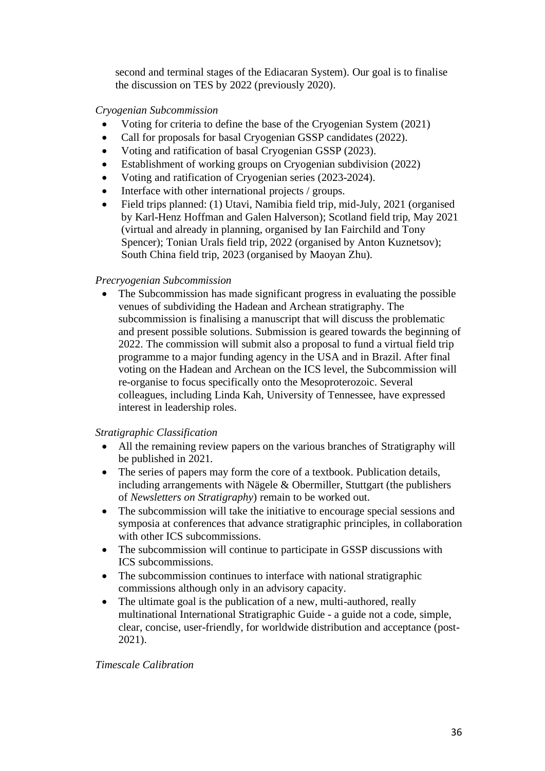second and terminal stages of the Ediacaran System). Our goal is to finalise the discussion on TES by 2022 (previously 2020).

*Cryogenian Subcommission*

- Voting for criteria to define the base of the Cryogenian System (2021)
- Call for proposals for basal Cryogenian GSSP candidates (2022).
- Voting and ratification of basal Cryogenian GSSP (2023).
- Establishment of working groups on Cryogenian subdivision (2022)
- Voting and ratification of Cryogenian series (2023-2024).
- Interface with other international projects / groups.
- Field trips planned: (1) Utavi, Namibia field trip, mid-July, 2021 (organised by Karl-Henz Hoffman and Galen Halverson); Scotland field trip, May 2021 (virtual and already in planning, organised by Ian Fairchild and Tony Spencer); Tonian Urals field trip, 2022 (organised by Anton Kuznetsov); South China field trip, 2023 (organised by Maoyan Zhu).

*Precryogenian Subcommission*

- The Subcommission has made significant progress in evaluating the possible venues of subdividing the Hadean and Archean stratigraphy. The subcommission is finalising a manuscript that will discuss the problematic and present possible solutions. Submission is geared towards the beginning of 2022. The commission will submit also a proposal to fund a virtual field trip programme to a major funding agency in the USA and in Brazil. After final voting on the Hadean and Archean on the ICS level, the Subcommission will re-organise to focus specifically onto the Mesoproterozoic. Several colleagues, including Linda Kah, University of Tennessee, have expressed interest in leadership roles.

*Stratigraphic Classification*

- All the remaining review papers on the various branches of Stratigraphy will be published in 2021.
- The series of papers may form the core of a textbook. Publication details, including arrangements with Nägele & Obermiller, Stuttgart (the publishers of *Newsletters on Stratigraphy*) remain to be worked out.
- The subcommission will take the initiative to encourage special sessions and symposia at conferences that advance stratigraphic principles, in collaboration with other ICS subcommissions.
- The subcommission will continue to participate in GSSP discussions with ICS subcommissions.
- The subcommission continues to interface with national stratigraphic commissions although only in an advisory capacity.
- The ultimate goal is the publication of a new, multi-authored, really multinational International Stratigraphic Guide - a guide not a code, simple, clear, concise, user-friendly, for worldwide distribution and acceptance (post-2021).

*Timescale Calibration*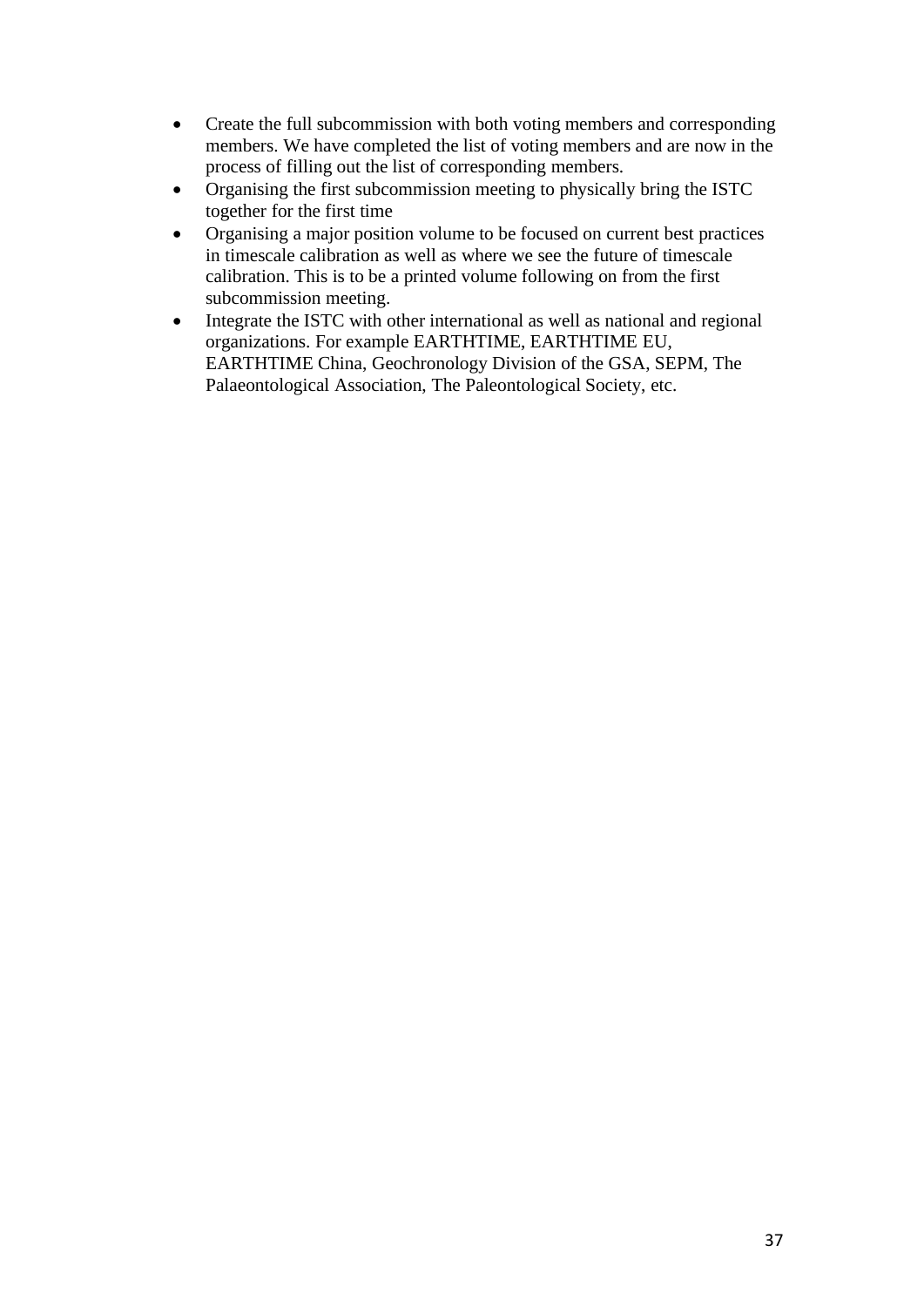- Create the full subcommission with both voting members and corresponding members. We have completed the list of voting members and are now in the process of filling out the list of corresponding members.
- Organising the first subcommission meeting to physically bring the ISTC together for the first time
- Organising a major position volume to be focused on current best practices in timescale calibration as well as where we see the future of timescale calibration. This is to be a printed volume following on from the first subcommission meeting.
- Integrate the ISTC with other international as well as national and regional organizations. For example EARTHTIME, EARTHTIME EU, EARTHTIME China, Geochronology Division of the GSA, SEPM, The Palaeontological Association, The Paleontological Society, etc.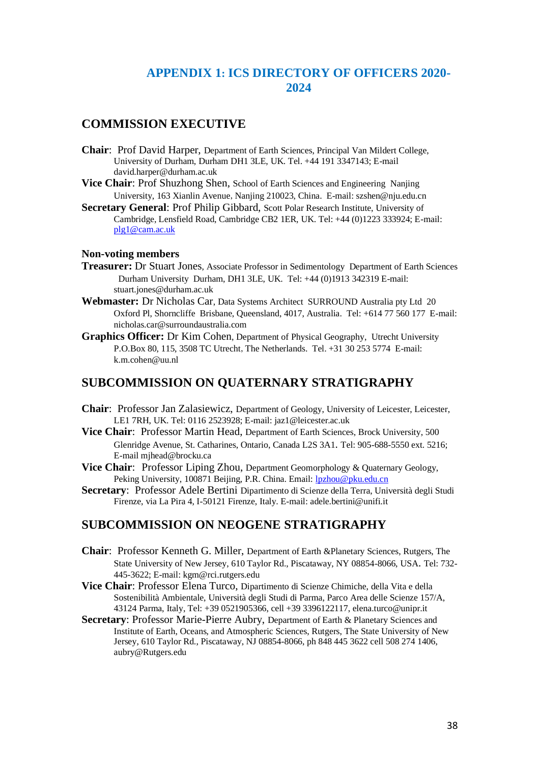# APPENDIX 1: ICS DIRECTORY OF OFFICERS 2020-2024

## COMMISSION EXECUTIVE

**Chair**: Prof David Harper, Department of Earth Sciences, Principal Van Mildert College, University of Durham, Durham DH1 3LE, UK. Tel. +44 191 3347143; E-mail david.harper@durham.ac.uk

**Vice Chair**: Prof Shuzhong Shen, School of Earth Sciences and Engineering Nanjing University, 163 Xianlin Avenue, Nanjing 210023, China. E-mail: szshen@nju.edu.cn

**Secretary General**: Prof Philip Gibbard, Scott Polar Research Institute, University of Cambridge, Lensfield Road, Cambridge CB2 1ER, UK. Tel: +44 (0)1223 333924; E-mail: plg1@cam.ac.uk

**Non-voting members**

**Treasurer:** Dr Stuart Jones, Associate Professor in Sedimentology Department of Earth Sciences Durham University Durham, DH1 3LE, UK. Tel: +44 (0)1913 342319 E-mail: stuart.jones@durham.ac.uk

**Webmaster:** Dr Nicholas Car, Data Systems Architect SURROUND Australia pty Ltd 20 Oxford Pl, Shorncliffe Brisbane, Queensland, 4017, Australia. Tel: +614 77 560 177 E-mail: nicholas.car@surroundaustralia.com

**Graphics Officer:** Dr Kim Cohen, Department of Physical Geography, Utrecht University P.O.Box 80, 115, 3508 TC Utrecht, The Netherlands. Tel. +31 30 253 5774 E-mail: k.m.cohen@uu.nl

## SUBCOMMISSION ON QUATERNARY STRATIGRAPHY

**Chair**: Professor Jan Zalasiewicz, Department of Geology, University of Leicester, Leicester, LE1 7RH, UK. Tel: 0116 2523928; E-mail: jaz1@leicester.ac.uk

**Vice Chair**: Professor Martin Head, Department of Earth Sciences, Brock University, 500 Glenridge Avenue, St. Catharines, Ontario, Canada L2S 3A1. Tel: 905-688-5550 ext. 5216; E-mail mjhead@brocku.ca

**Vice Chair**: Professor Liping Zhou, Department Geomorphology & Quaternary Geology, Peking University, 100871 Beijing, P.R. China. Email: lpzhou@pku.edu.cn

**Secretary**: Professor Adele Bertini Dipartimento di Scienze della Terra, Università degli Studi Firenze, via La Pira 4, I-50121 Firenze, Italy. E-mail: adele.bertini@unifi.it

## SUBCOMMISSION ON NEOGENE STRATIGRAPHY

**Chair**: Professor Kenneth G. Miller, Department of Earth &Planetary Sciences, Rutgers, The State University of New Jersey, 610 Taylor Rd., Piscataway, NY 08854-8066, USA. Tel: 732-445-3622; E-mail: kgm@rci.rutgers.edu

**Vice Chair**: Professor Elena Turco, Dipartimento di Scienze Chimiche, della Vita e della Sostenibilità Ambientale, Università degli Studi di Parma, Parco Area delle Scienze 157/A, 43124 Parma, Italy, Tel: +39 0521905366, cell +39 3396122117, elena.turco@unipr.it

**Secretary**: Professor Marie-Pierre Aubry, Department of Earth & Planetary Sciences and Institute of Earth, Oceans, and Atmospheric Sciences, Rutgers, The State University of New Jersey, 610 Taylor Rd., Piscataway, NJ 08854-8066, ph 848 445 3622 cell 508 274 1406, aubry@Rutgers.edu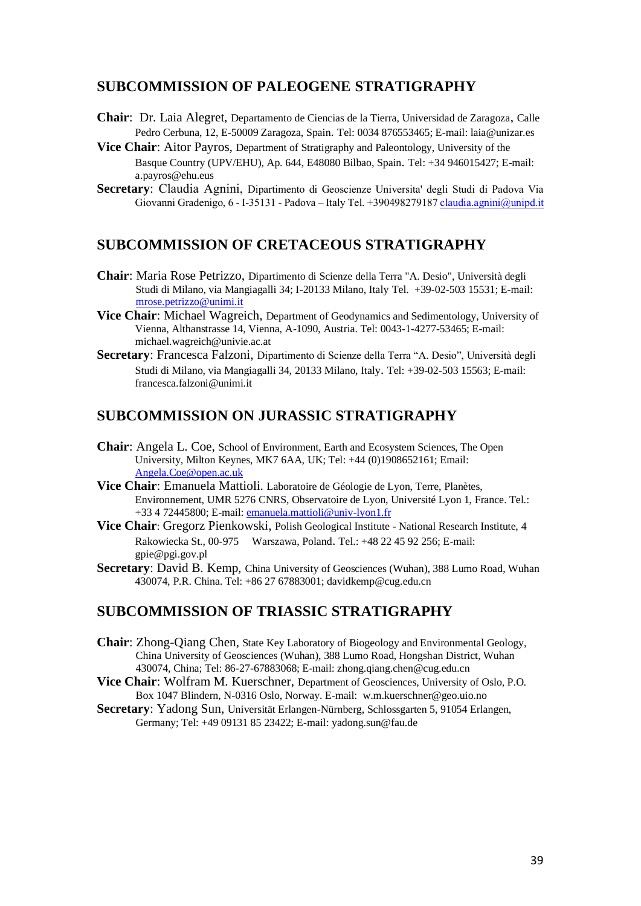## SUBCOMMISSION OF PALEOGENE STRATIGRAPHY

**Chair**: Dr. Laia Alegret, Departamento de Ciencias de la Tierra, Universidad de Zaragoza, Calle Pedro Cerbuna, 12, E-50009 Zaragoza, Spain. Tel: 0034 876553465; E-mail: laia@unizar.es

**Vice Chair**: Aitor Payros, Department of Stratigraphy and Paleontology, University of the Basque Country (UPV/EHU), Ap. 644, E48080 Bilbao, Spain. Tel: +34 946015427; E-mail: a.payros@ehu.eus

**Secretary**: Claudia Agnini, Dipartimento di Geoscienze Universita' degli Studi di Padova Via Giovanni Gradenigo, 6 - I-35131 - Padova – Italy Tel. +390498279187 claudia.agnini@unipd.it

## SUBCOMMISSION OF CRETACEOUS STRATIGRAPHY

**Chair**: Maria Rose Petrizzo, Dipartimento di Scienze della Terra "A. Desio", Università degli Studi di Milano, via Mangiagalli 34; I-20133 Milano, Italy Tel. +39-02-503 15531; E-mail: mrose.petrizzo@unimi.it

**Vice Chair**: Michael Wagreich, Department of Geodynamics and Sedimentology, University of Vienna, Althanstrasse 14, Vienna, A-1090, Austria. Tel: 0043-1-4277-53465; E-mail: michael.wagreich@univie.ac.at

**Secretary**: Francesca Falzoni, Dipartimento di Scienze della Terra "A. Desio", Università degli Studi di Milano, via Mangiagalli 34, 20133 Milano, Italy. Tel: +39-02-503 15563; E-mail: francesca.falzoni@unimi.it

## SUBCOMMISSION ON JURASSIC STRATIGRAPHY

**Chair**: Angela L. Coe, School of Environment, Earth and Ecosystem Sciences, The Open University, Milton Keynes, MK7 6AA, UK; Tel: +44 (0)1908652161; Email: Angela.Coe@open.ac.uk

**Vice Chair**: Emanuela Mattioli. Laboratoire de Géologie de Lyon, Terre, Planètes, Environnement, UMR 5276 CNRS, Observatoire de Lyon, Université Lyon 1, France. Tel.: +33 4 72445800; E-mail: emanuela.mattioli@univ-lyon1.fr

**Vice Chair**: Gregorz Pienkowski, Polish Geological Institute - National Research Institute, 4 Rakowiecka St., 00-975 Warszawa, Poland. Tel.: +48 22 45 92 256; E-mail: gpie@pgi.gov.pl

**Secretary**: David B. Kemp, China University of Geosciences (Wuhan), 388 Lumo Road, Wuhan 430074, P.R. China. Tel: +86 27 67883001; davidkemp@cug.edu.cn

## SUBCOMMISSION OF TRIASSIC STRATIGRAPHY

**Chair**: Zhong-Qiang Chen, State Key Laboratory of Biogeology and Environmental Geology, China University of Geosciences (Wuhan), 388 Lumo Road, Hongshan District, Wuhan 430074, China; Tel: 86-27-67883068; E-mail: zhong.qiang.chen@cug.edu.cn

**Vice Chair**: Wolfram M. Kuerschner, Department of Geosciences, University of Oslo, P.O. Box 1047 Blindern, N-0316 Oslo, Norway. E-mail: w.m.kuerschner@geo.uio.no

**Secretary**: Yadong Sun, Universität Erlangen-Nürnberg, Schlossgarten 5, 91054 Erlangen, Germany; Tel: +49 09131 85 23422; E-mail: yadong.sun@fau.de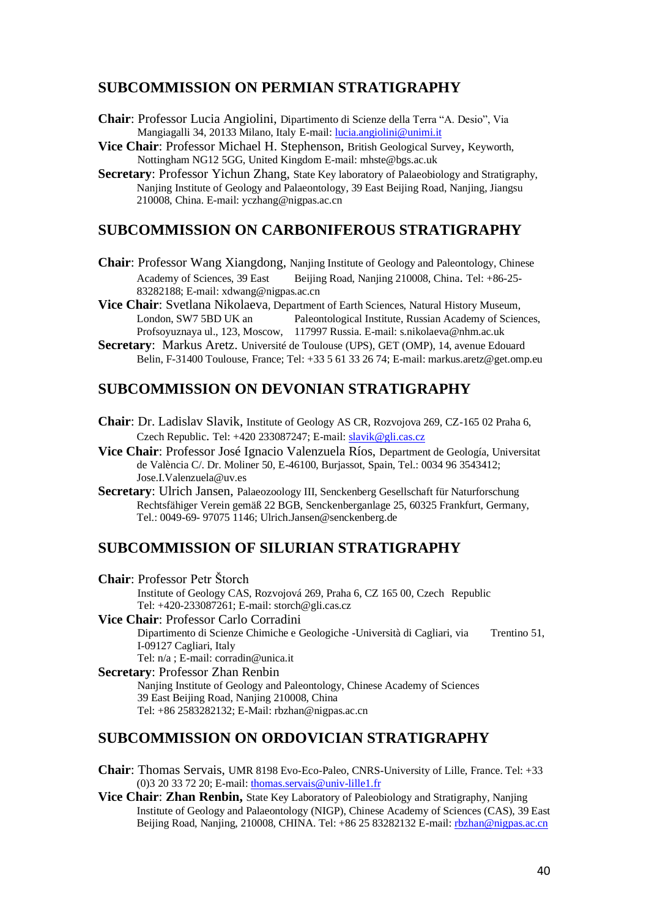## SUBCOMMISSION ON PERMIAN STRATIGRAPHY

**Chair**: Professor Lucia Angiolini, Dipartimento di Scienze della Terra "A. Desio", Via Mangiagalli 34, 20133 Milano, Italy E-mail: lucia.angiolini@unimi.it

**Vice Chair**: Professor Michael H. Stephenson, British Geological Survey, Keyworth, Nottingham NG12 5GG, United Kingdom E-mail: mhste@bgs.ac.uk

**Secretary**: Professor Yichun Zhang, State Key laboratory of Palaeobiology and Stratigraphy, Nanjing Institute of Geology and Palaeontology, 39 East Beijing Road, Nanjing, Jiangsu 210008, China. E-mail: yczhang@nigpas.ac.cn

## SUBCOMMISSION ON CARBONIFEROUS STRATIGRAPHY

**Chair**: Professor Wang Xiangdong, Nanjing Institute of Geology and Paleontology, Chinese Academy of Sciences, 39 East Beijing Road, Nanjing 210008, China. Tel: +86-25-83282188; E-mail: xdwang@nigpas.ac.cn

**Vice Chair**: Svetlana Nikolaeva, Department of Earth Sciences, Natural History Museum, London, SW7 5BD UK an Paleontological Institute, Russian Academy of Sciences, Profsoyuznaya ul., 123, Moscow, 117997 Russia. E-mail: s.nikolaeva@nhm.ac.uk

**Secretary**: Markus Aretz. Université de Toulouse (UPS), GET (OMP), 14, avenue Edouard Belin, F-31400 Toulouse, France; Tel: +33 5 61 33 26 74; E-mail: markus.aretz@get.omp.eu

## SUBCOMMISSION ON DEVONIAN STRATIGRAPHY

**Chair**: Dr. Ladislav Slavik, Institute of Geology AS CR, Rozvojova 269, CZ-165 02 Praha 6, Czech Republic. Tel: +420 233087247; E-mail: slavik@gli.cas.cz

**Vice Chair**: Professor José Ignacio Valenzuela Ríos, Department de Geología, Universitat de València C/. Dr. Moliner 50, E-46100, Burjassot, Spain, Tel.: 0034 96 3543412; Jose.I.Valenzuela@uv.es

**Secretary**: Ulrich Jansen, Palaeozoology III, Senckenberg Gesellschaft für Naturforschung Rechtsfähiger Verein gemäß 22 BGB, Senckenberganlage 25, 60325 Frankfurt, Germany, Tel.: 0049-69- 97075 1146; Ulrich.Jansen@senckenberg.de

## SUBCOMMISSION OF SILURIAN STRATIGRAPHY

**Chair**: Professor Petr Štorch
Institute of Geology CAS, Rozvojová 269, Praha 6, CZ 165 00, Czech Republic
Tel: +420-233087261; E-mail: storch@gli.cas.cz

**Vice Chair**: Professor Carlo Corradini
Dipartimento di Scienze Chimiche e Geologiche -Università di Cagliari, via Trentino 51, I-09127 Cagliari, Italy
Tel: n/a ; E-mail: corradin@unica.it

**Secretary**: Professor Zhan Renbin
Nanjing Institute of Geology and Paleontology, Chinese Academy of Sciences
39 East Beijing Road, Nanjing 210008, China
Tel: +86 2583282132; E-Mail: rbzhan@nigpas.ac.cn

## SUBCOMMISSION ON ORDOVICIAN STRATIGRAPHY

**Chair**: Thomas Servais, UMR 8198 Evo-Eco-Paleo, CNRS-University of Lille, France. Tel: +33 (0)3 20 33 72 20; E-mail: thomas.servais@univ-lille1.fr

**Vice Chair**: **Zhan Renbin,** State Key Laboratory of Paleobiology and Stratigraphy, Nanjing Institute of Geology and Palaeontology (NIGP), Chinese Academy of Sciences (CAS), 39 East Beijing Road, Nanjing, 210008, CHINA. Tel: +86 25 83282132 E-mail: rbzhan@nigpas.ac.cn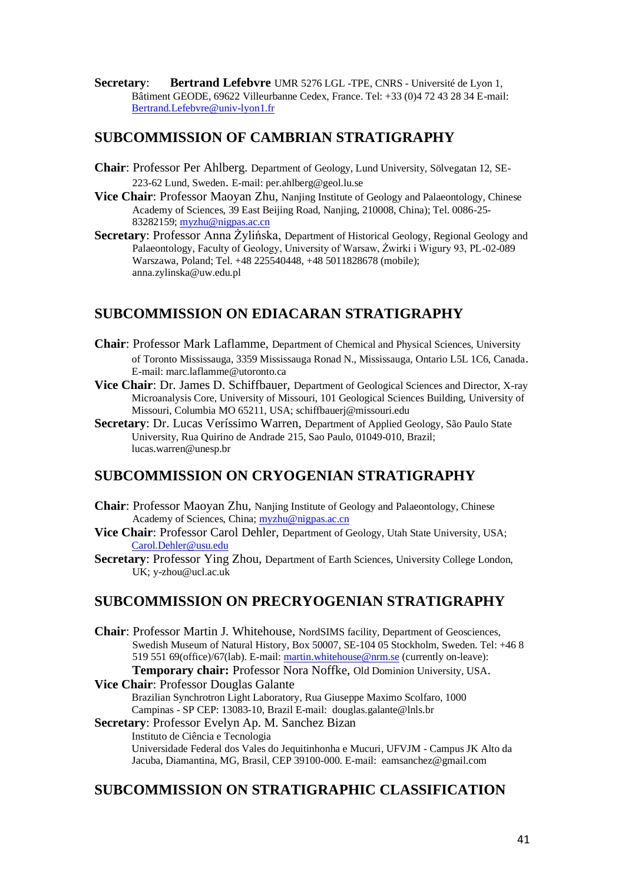**Secretary**: **Bertrand Lefebvre** UMR 5276 LGL -TPE, CNRS - Université de Lyon 1, Bâtiment GEODE, 69622 Villeurbanne Cedex, France. Tel: +33 (0)4 72 43 28 34 E-mail: Bertrand.Lefebvre@univ-lyon1.fr

## SUBCOMMISSION OF CAMBRIAN STRATIGRAPHY

**Chair**: Professor Per Ahlberg. Department of Geology, Lund University, Sölvegatan 12, SE-223-62 Lund, Sweden. E-mail: per.ahlberg@geol.lu.se

**Vice Chair**: Professor Maoyan Zhu, Nanjing Institute of Geology and Palaeontology, Chinese Academy of Sciences, 39 East Beijing Road, Nanjing, 210008, China); Tel. 0086-25-83282159; myzhu@nigpas.ac.cn

**Secretary**: Professor Anna Żylińska, Department of Historical Geology, Regional Geology and Palaeontology, Faculty of Geology, University of Warsaw, Żwirki i Wigury 93, PL-02-089 Warszawa, Poland; Tel. +48 225540448, +48 5011828678 (mobile); anna.zylinska@uw.edu.pl

## SUBCOMMISSION ON EDIACARAN STRATIGRAPHY

**Chair**: Professor Mark Laflamme, Department of Chemical and Physical Sciences, University of Toronto Mississauga, 3359 Mississauga Ronad N., Mississauga, Ontario L5L 1C6, Canada. E-mail: marc.laflamme@utoronto.ca

**Vice Chair**: Dr. James D. Schiffbauer, Department of Geological Sciences and Director, X-ray Microanalysis Core, University of Missouri, 101 Geological Sciences Building, University of Missouri, Columbia MO 65211, USA; schiffbauerj@missouri.edu

**Secretary**: Dr. Lucas Veríssimo Warren, Department of Applied Geology, São Paulo State University, Rua Quirino de Andrade 215, Sao Paulo, 01049-010, Brazil; lucas.warren@unesp.br

## SUBCOMMISSION ON CRYOGENIAN STRATIGRAPHY

**Chair**: Professor Maoyan Zhu, Nanjing Institute of Geology and Palaeontology, Chinese Academy of Sciences, China; myzhu@nigpas.ac.cn

**Vice Chair**: Professor Carol Dehler, Department of Geology, Utah State University, USA; Carol.Dehler@usu.edu

**Secretary**: Professor Ying Zhou, Department of Earth Sciences, University College London, UK; y-zhou@ucl.ac.uk

## SUBCOMMISSION ON PRECRYOGENIAN STRATIGRAPHY

**Chair**: Professor Martin J. Whitehouse, NordSIMS facility, Department of Geosciences, Swedish Museum of Natural History, Box 50007, SE-104 05 Stockholm, Sweden. Tel: +46 8 519 551 69(office)/67(lab). E-mail: martin.whitehouse@nrm.se (currently on-leave):
**Temporary chair:** Professor Nora Noffke, Old Dominion University, USA.

**Vice Chair**: Professor Douglas Galante
Brazilian Synchrotron Light Laboratory, Rua Giuseppe Maximo Scolfaro, 1000 Campinas - SP CEP: 13083-10, Brazil E-mail: douglas.galante@lnls.br

**Secretary**: Professor Evelyn Ap. M. Sanchez Bizan
Instituto de Ciência e Tecnologia
Universidade Federal dos Vales do Jequitinhonha e Mucuri, UFVJM - Campus JK Alto da Jacuba, Diamantina, MG, Brasil, CEP 39100-000. E-mail: eamsanchez@gmail.com

## SUBCOMMISSION ON STRATIGRAPHIC CLASSIFICATION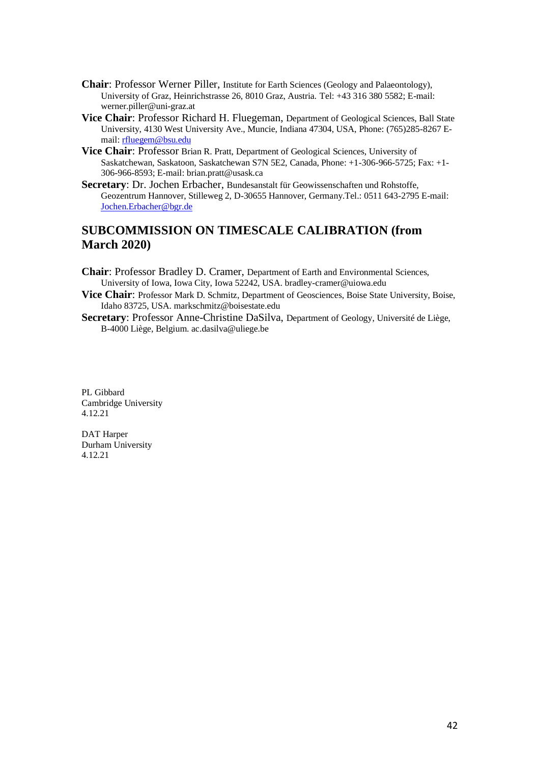**Chair**: Professor Werner Piller, Institute for Earth Sciences (Geology and Palaeontology), University of Graz, Heinrichstrasse 26, 8010 Graz, Austria. Tel: +43 316 380 5582; E-mail: werner.piller@uni-graz.at

**Vice Chair**: Professor Richard H. Fluegeman, Department of Geological Sciences, Ball State University, 4130 West University Ave., Muncie, Indiana 47304, USA, Phone: (765)285-8267 E-mail: rfluegem@bsu.edu

**Vice Chair**: Professor Brian R. Pratt, Department of Geological Sciences, University of Saskatchewan, Saskatoon, Saskatchewan S7N 5E2, Canada, Phone: +1-306-966-5725; Fax: +1-306-966-8593; E-mail: brian.pratt@usask.ca

**Secretary**: Dr. Jochen Erbacher, Bundesanstalt für Geowissenschaften und Rohstoffe, Geozentrum Hannover, Stilleweg 2, D-30655 Hannover, Germany.Tel.: 0511 643-2795 E-mail: Jochen.Erbacher@bgr.de

## SUBCOMMISSION ON TIMESCALE CALIBRATION (from March 2020)

**Chair**: Professor Bradley D. Cramer, Department of Earth and Environmental Sciences, University of Iowa, Iowa City, Iowa 52242, USA. bradley-cramer@uiowa.edu

**Vice Chair**: Professor Mark D. Schmitz, Department of Geosciences, Boise State University, Boise, Idaho 83725, USA. markschmitz@boisestate.edu

**Secretary**: Professor Anne-Christine DaSilva, Department of Geology, Université de Liège, B-4000 Liège, Belgium. ac.dasilva@uliege.be

PL Gibbard
Cambridge University
4.12.21

DAT Harper
Durham University
4.12.21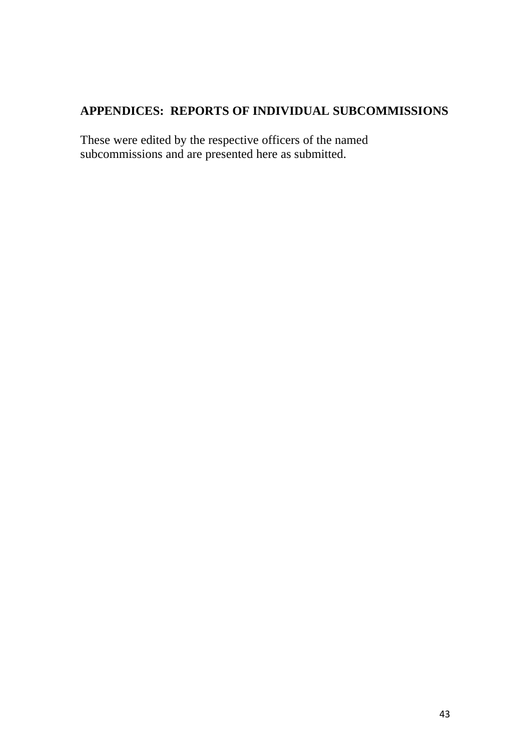## APPENDICES: REPORTS OF INDIVIDUAL SUBCOMMISSIONS

These were edited by the respective officers of the named subcommissions and are presented here as submitted.